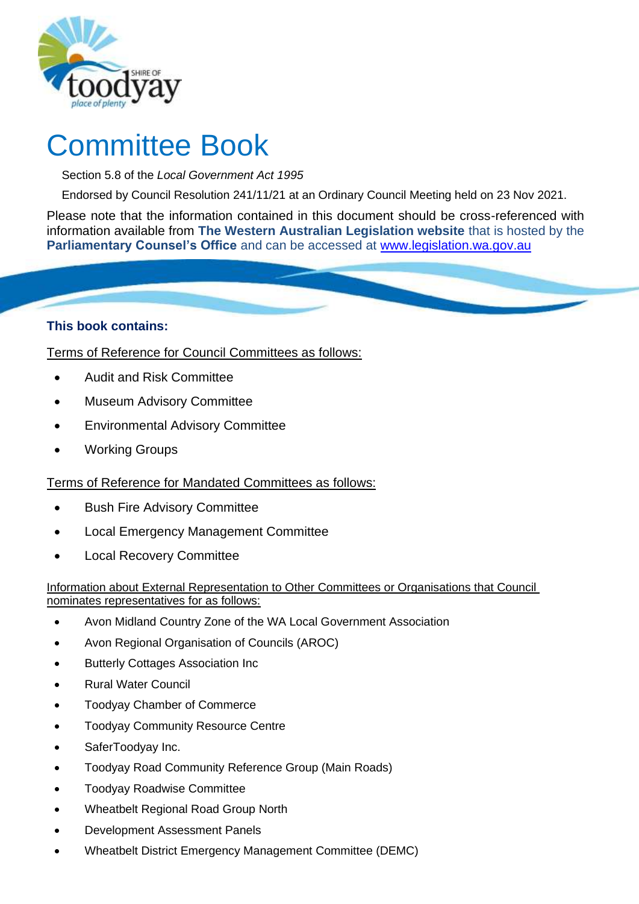# Committee Book

Section 5.8 of the *Local Government Act 1995*

Endorsed by Council Resolution 241/11/21 at an Ordinary Council Meeting held on 23 Nov 2021.

Please note that the information contained in this document should be cross-referenced with information available from **The Western Australian Legislation website** that is hosted by the **Parliamentary Counsel's Office** and can be accessed at www.legislation.wa.gov.au

**This book contains:**

Terms of Reference for Council Committees as follows:

- Audit and Risk Committee
- Museum Advisory Committee
- Environmental Advisory Committee
- Working Groups

Terms of Reference for Mandated Committees as follows:

- Bush Fire Advisory Committee
- Local Emergency Management Committee
- Local Recovery Committee

Information about External Representation to Other Committees or Organisations that Council nominates representatives for as follows:

- Avon Midland Country Zone of the WA Local Government Association
- Avon Regional Organisation of Councils (AROC)
- Butterly Cottages Association Inc
- Rural Water Council
- Toodyay Chamber of Commerce
- Toodyay Community Resource Centre
- SaferToodyay Inc.
- Toodyay Road Community Reference Group (Main Roads)
- Toodyay Roadwise Committee
- Wheatbelt Regional Road Group North
- Development Assessment Panels
- Wheatbelt District Emergency Management Committee (DEMC)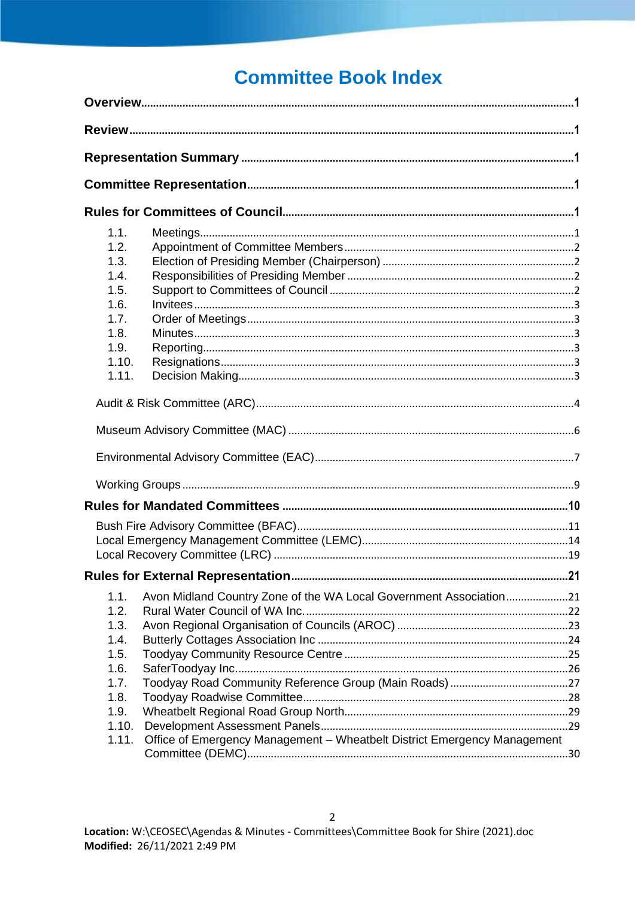# Committee Book Index

**Overview** ........................................ 1

**Review** ........................................ 1

**Representation Summary** ........................................ 1

**Committee Representation** ........................................ 1

**Rules for Committees of Council** ........................................ 1

- 1.1. Meetings ........................................ 1
- 1.2. Appointment of Committee Members ........................................ 2
- 1.3. Election of Presiding Member (Chairperson) ........................................ 2
- 1.4. Responsibilities of Presiding Member ........................................ 2
- 1.5. Support to Committees of Council ........................................ 2
- 1.6. Invitees ........................................ 3
- 1.7. Order of Meetings ........................................ 3
- 1.8. Minutes ........................................ 3
- 1.9. Reporting ........................................ 3
- 1.10. Resignations ........................................ 3
- 1.11. Decision Making ........................................ 3

Audit & Risk Committee (ARC) ........................................ 4

Museum Advisory Committee (MAC) ........................................ 6

Environmental Advisory Committee (EAC) ........................................ 7

Working Groups ........................................ 9

**Rules for Mandated Committees** ........................................ 10

Bush Fire Advisory Committee (BFAC) ........................................ 11
Local Emergency Management Committee (LEMC) ........................................ 14
Local Recovery Committee (LRC) ........................................ 19

**Rules for External Representation** ........................................ 21

- 1.1. Avon Midland Country Zone of the WA Local Government Association ........................................ 21
- 1.2. Rural Water Council of WA Inc. ........................................ 22
- 1.3. Avon Regional Organisation of Councils (AROC) ........................................ 23
- 1.4. Butterly Cottages Association Inc ........................................ 24
- 1.5. Toodyay Community Resource Centre ........................................ 25
- 1.6. SaferToodyay Inc. ........................................ 26
- 1.7. Toodyay Road Community Reference Group (Main Roads) ........................................ 27
- 1.8. Toodyay Roadwise Committee ........................................ 28
- 1.9. Wheatbelt Regional Road Group North ........................................ 29
- 1.10. Development Assessment Panels ........................................ 29
- 1.11. Office of Emergency Management – Wheatbelt District Emergency Management Committee (DEMC) ........................................ 30

**Location:** W:\CEOSEC\Agendas & Minutes - Committees\Committee Book for Shire (2021).doc
**Modified:** 26/11/2021 2:49 PM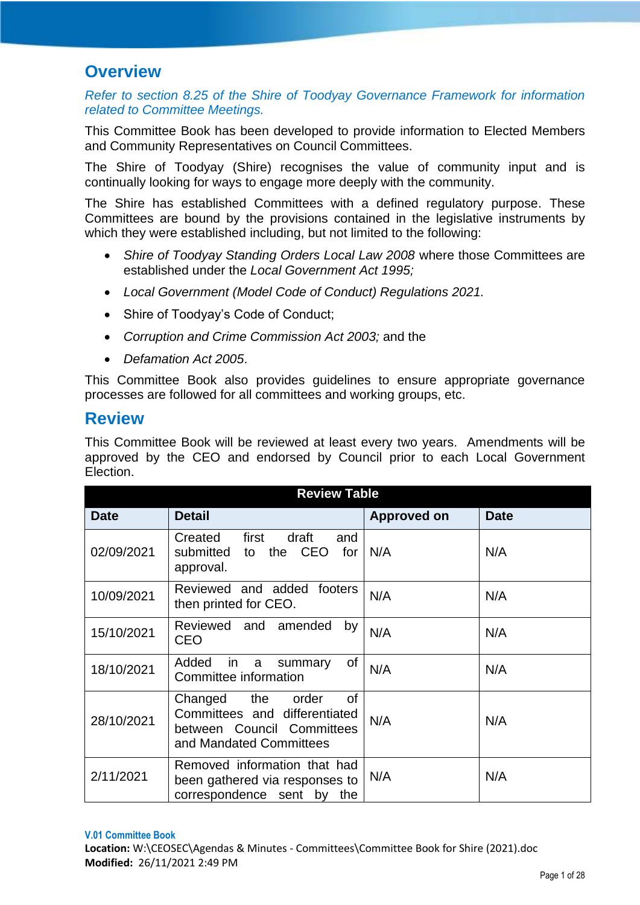# Overview

*Refer to section 8.25 of the Shire of Toodyay Governance Framework for information related to Committee Meetings.*

This Committee Book has been developed to provide information to Elected Members and Community Representatives on Council Committees.

The Shire of Toodyay (Shire) recognises the value of community input and is continually looking for ways to engage more deeply with the community.

The Shire has established Committees with a defined regulatory purpose. These Committees are bound by the provisions contained in the legislative instruments by which they were established including, but not limited to the following:

- *Shire of Toodyay Standing Orders Local Law 2008* where those Committees are established under the *Local Government Act 1995;*
- *Local Government (Model Code of Conduct) Regulations 2021.*
- Shire of Toodyay's Code of Conduct;
- *Corruption and Crime Commission Act 2003;* and the
- *Defamation Act 2005*.

This Committee Book also provides guidelines to ensure appropriate governance processes are followed for all committees and working groups, etc.

# Review

This Committee Book will be reviewed at least every two years. Amendments will be approved by the CEO and endorsed by Council prior to each Local Government Election.

| Review Table | | | |
|---|---|---|---|
| **Date** | **Detail** | **Approved on** | **Date** |
| 02/09/2021 | Created first draft and submitted to the CEO for approval. | N/A | N/A |
| 10/09/2021 | Reviewed and added footers then printed for CEO. | N/A | N/A |
| 15/10/2021 | Reviewed and amended by CEO | N/A | N/A |
| 18/10/2021 | Added in a summary of Committee information | N/A | N/A |
| 28/10/2021 | Changed the order of Committees and differentiated between Council Committees and Mandated Committees | N/A | N/A |
| 2/11/2021 | Removed information that had been gathered via responses to correspondence sent by the | N/A | N/A |

**V.01 Committee Book**
**Location:** W:\CEOSEC\Agendas & Minutes - Committees\Committee Book for Shire (2021).doc
**Modified:** 26/11/2021 2:49 PM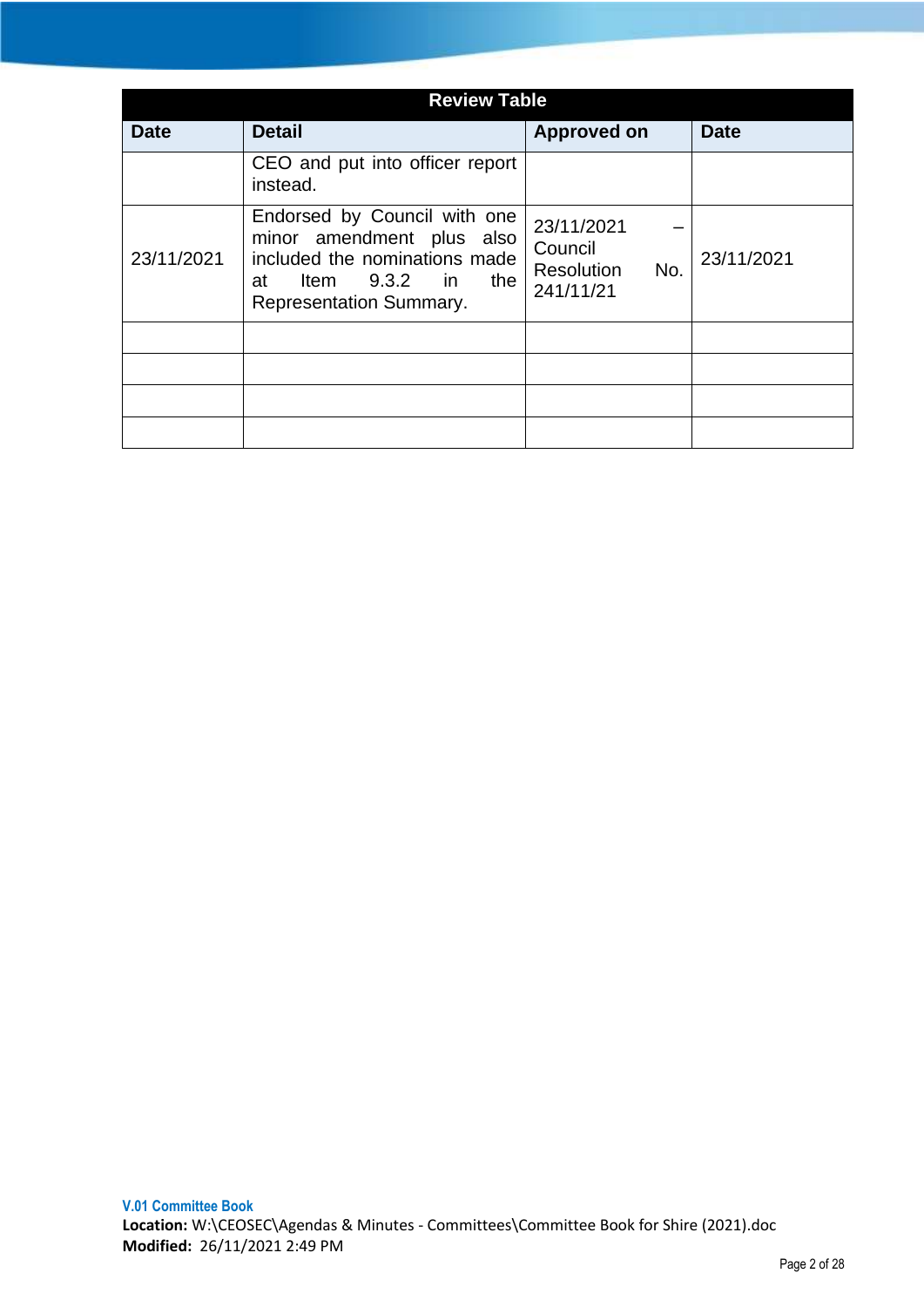| Review Table | | | |
|---|---|---|---|
| **Date** | **Detail** | **Approved on** | **Date** |
| | CEO and put into officer report instead. | | |
| 23/11/2021 | Endorsed by Council with one minor amendment plus also included the nominations made at Item 9.3.2 in the Representation Summary. | 23/11/2021 – Council Resolution No. 241/11/21 | 23/11/2021 |
| | | | |
| | | | |
| | | | |
| | | | |

**V.01 Committee Book**
**Location:** W:\CEOSEC\Agendas & Minutes - Committees\Committee Book for Shire (2021).doc
**Modified:** 26/11/2021 2:49 PM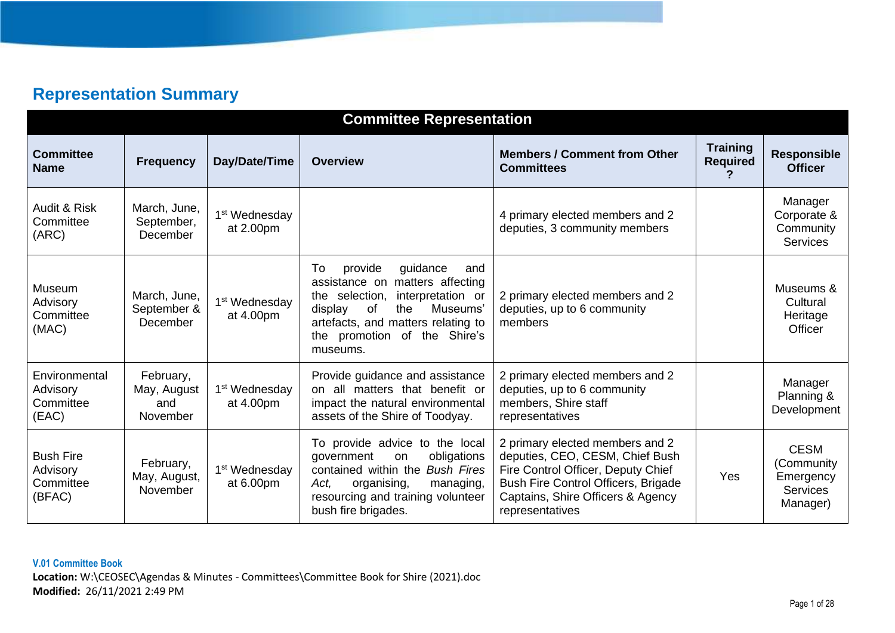## Representation Summary

| Committee Representation | | | | | | |
|---|---|---|---|---|---|---|
| **Committee Name** | **Frequency** | **Day/Date/Time** | **Overview** | **Members / Comment from Other Committees** | **Training Required?** | **Responsible Officer** |
| Audit & Risk Committee (ARC) | March, June, September, December | 1st Wednesday at 2.00pm | | 4 primary elected members and 2 deputies, 3 community members | | Manager Corporate & Community Services |
| Museum Advisory Committee (MAC) | March, June, September & December | 1st Wednesday at 4.00pm | To provide guidance and assistance on matters affecting the selection, interpretation or display of the Museums' artefacts, and matters relating to the promotion of the Shire's museums. | 2 primary elected members and 2 deputies, up to 6 community members | | Museums & Cultural Heritage Officer |
| Environmental Advisory Committee (EAC) | February, May, August and November | 1st Wednesday at 4.00pm | Provide guidance and assistance on all matters that benefit or impact the natural environmental assets of the Shire of Toodyay. | 2 primary elected members and 2 deputies, up to 6 community members, Shire staff representatives | | Manager Planning & Development |
| Bush Fire Advisory Committee (BFAC) | February, May, August, November | 1st Wednesday at 6.00pm | To provide advice to the local government on obligations contained within the *Bush Fires Act,* organising, managing, resourcing and training volunteer bush fire brigades. | 2 primary elected members and 2 deputies, CEO, CESM, Chief Bush Fire Control Officer, Deputy Chief Bush Fire Control Officers, Brigade Captains, Shire Officers & Agency representatives | Yes | CESM (Community Emergency Services Manager) |

**V.01 Committee Book**
**Location:** W:\CEOSEC\Agendas & Minutes - Committees\Committee Book for Shire (2021).doc
**Modified:** 26/11/2021 2:49 PM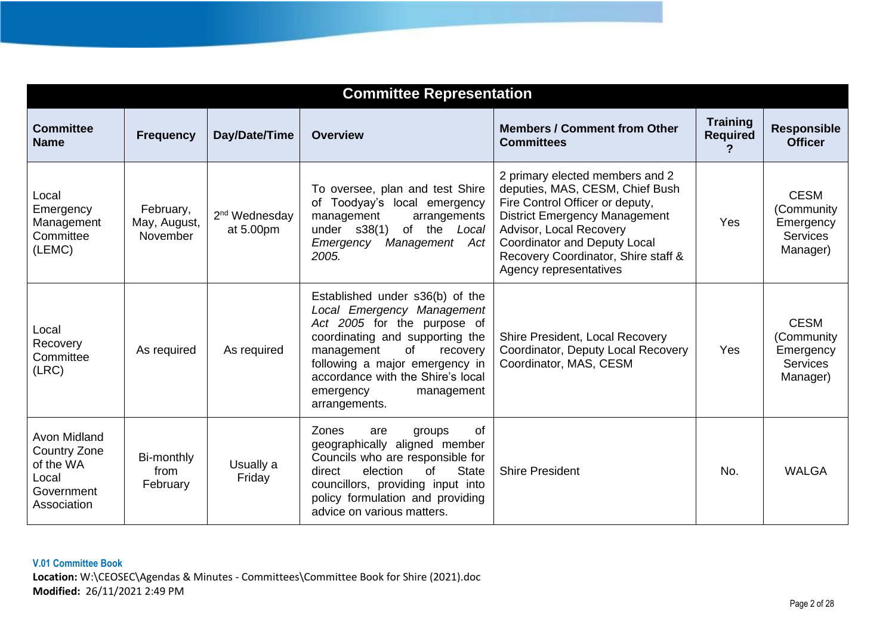| Committee Representation | | | | | | |
|---|---|---|---|---|---|---|
| **Committee Name** | **Frequency** | **Day/Date/Time** | **Overview** | **Members / Comment from Other Committees** | **Training Required ?** | **Responsible Officer** |
| Local Emergency Management Committee (LEMC) | February, May, August, November | 2nd Wednesday at 5.00pm | To oversee, plan and test Shire of Toodyay's local emergency management arrangements under s38(1) of the *Local Emergency Management Act 2005.* | 2 primary elected members and 2 deputies, MAS, CESM, Chief Bush Fire Control Officer or deputy, District Emergency Management Advisor, Local Recovery Coordinator and Deputy Local Recovery Coordinator, Shire staff & Agency representatives | Yes | CESM (Community Emergency Services Manager) |
| Local Recovery Committee (LRC) | As required | As required | Established under s36(b) of the *Local Emergency Management Act 2005* for the purpose of coordinating and supporting the management of recovery following a major emergency in accordance with the Shire's local emergency management arrangements. | Shire President, Local Recovery Coordinator, Deputy Local Recovery Coordinator, MAS, CESM | Yes | CESM (Community Emergency Services Manager) |
| Avon Midland Country Zone of the WA Local Government Association | Bi-monthly from February | Usually a Friday | Zones are groups of geographically aligned member Councils who are responsible for direct election of State councillors, providing input into policy formulation and providing advice on various matters. | Shire President | No. | WALGA |

**V.01 Committee Book**
**Location:** W:\CEOSEC\Agendas & Minutes - Committees\Committee Book for Shire (2021).doc
**Modified:** 26/11/2021 2:49 PM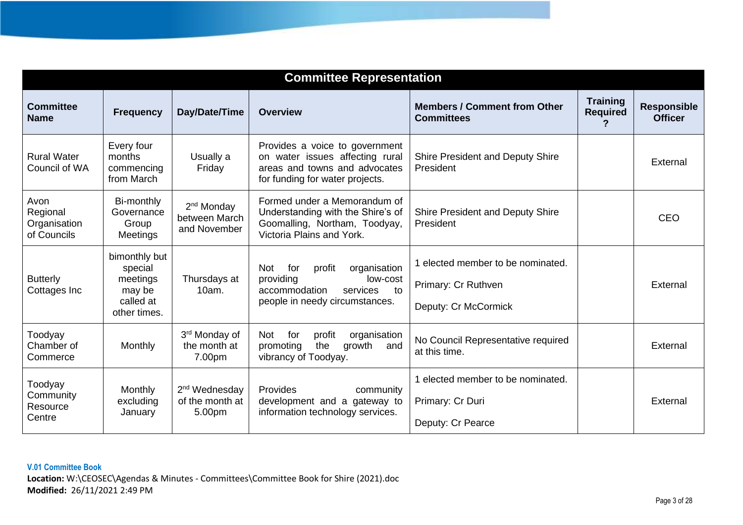| Committee Representation | | | | | | |
|---|---|---|---|---|---|---|
| **Committee Name** | **Frequency** | **Day/Date/Time** | **Overview** | **Members / Comment from Other Committees** | **Training Required ?** | **Responsible Officer** |
| Rural Water Council of WA | Every four months commencing from March | Usually a Friday | Provides a voice to government on water issues affecting rural areas and towns and advocates for funding for water projects. | Shire President and Deputy Shire President | | External |
| Avon Regional Organisation of Councils | Bi-monthly Governance Group Meetings | 2nd Monday between March and November | Formed under a Memorandum of Understanding with the Shire's of Goomalling, Northam, Toodyay, Victoria Plains and York. | Shire President and Deputy Shire President | | CEO |
| Butterly Cottages Inc | bimonthly but special meetings may be called at other times. | Thursdays at 10am. | Not for profit organisation providing low-cost accommodation services to people in needy circumstances. | 1 elected member to be nominated.<br><br>Primary: Cr Ruthven<br><br>Deputy: Cr McCormick | | External |
| Toodyay Chamber of Commerce | Monthly | 3rd Monday of the month at 7.00pm | Not for profit organisation promoting the growth and vibrancy of Toodyay. | No Council Representative required at this time. | | External |
| Toodyay Community Resource Centre | Monthly excluding January | 2nd Wednesday of the month at 5.00pm | Provides community development and a gateway to information technology services. | 1 elected member to be nominated.<br><br>Primary: Cr Duri<br><br>Deputy: Cr Pearce | | External |

**V.01 Committee Book**
**Location:** W:\CEOSEC\Agendas & Minutes - Committees\Committee Book for Shire (2021).doc
**Modified:** 26/11/2021 2:49 PM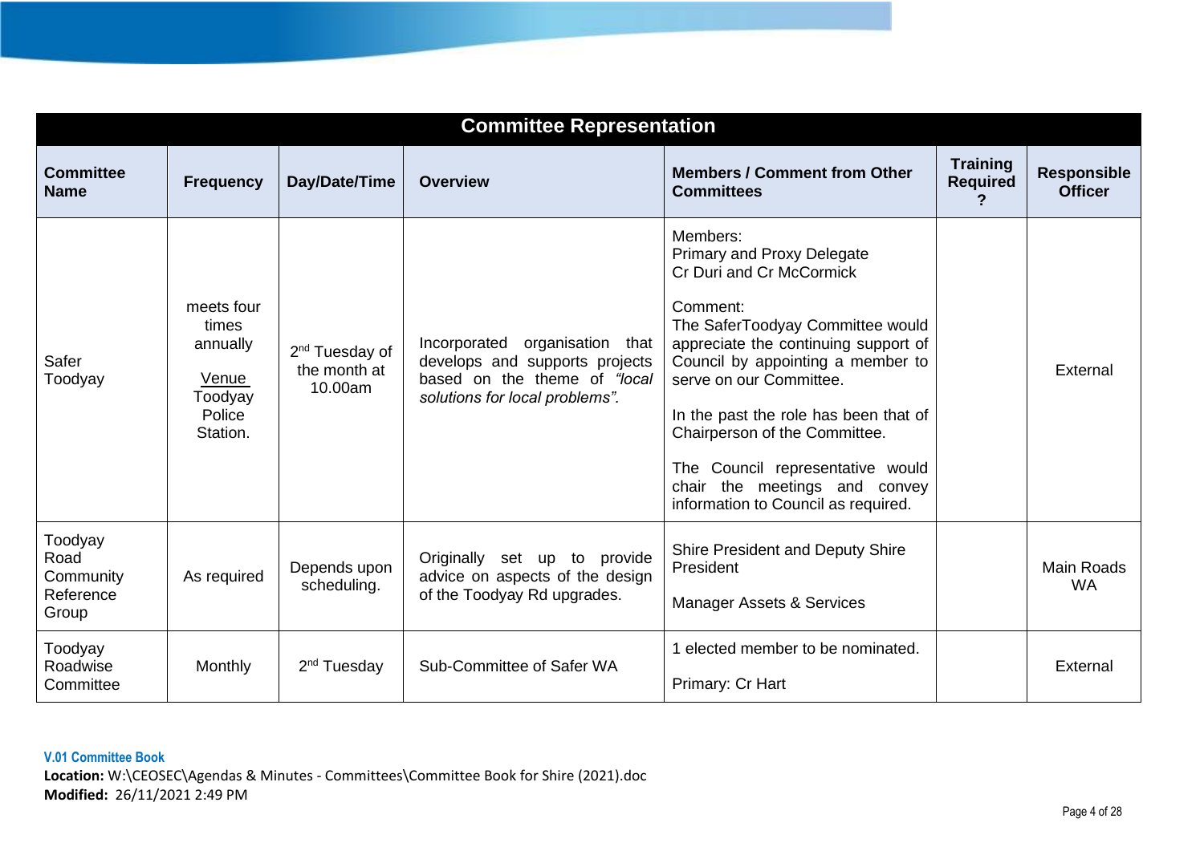| Committee Representation | | | | | | |
|---|---|---|---|---|---|---|
| **Committee Name** | **Frequency** | **Day/Date/Time** | **Overview** | **Members / Comment from Other Committees** | **Training Required ?** | **Responsible Officer** |
| Safer Toodyay | meets four times annually<br><br>Venue Toodyay Police Station. | 2nd Tuesday of the month at 10.00am | Incorporated organisation that develops and supports projects based on the theme of *"local solutions for local problems"*. | Members:<br>Primary and Proxy Delegate<br>Cr Duri and Cr McCormick<br><br>Comment:<br>The SaferToodyay Committee would appreciate the continuing support of Council by appointing a member to serve on our Committee.<br><br>In the past the role has been that of Chairperson of the Committee.<br><br>The Council representative would chair the meetings and convey information to Council as required. | | External |
| Toodyay Road Community Reference Group | As required | Depends upon scheduling. | Originally set up to provide advice on aspects of the design of the Toodyay Rd upgrades. | Shire President and Deputy Shire President<br><br>Manager Assets & Services | | Main Roads WA |
| Toodyay Roadwise Committee | Monthly | 2nd Tuesday | Sub-Committee of Safer WA | 1 elected member to be nominated.<br><br>Primary: Cr Hart | | External |

**V.01 Committee Book**
**Location:** W:\CEOSEC\Agendas & Minutes - Committees\Committee Book for Shire (2021).doc
**Modified:** 26/11/2021 2:49 PM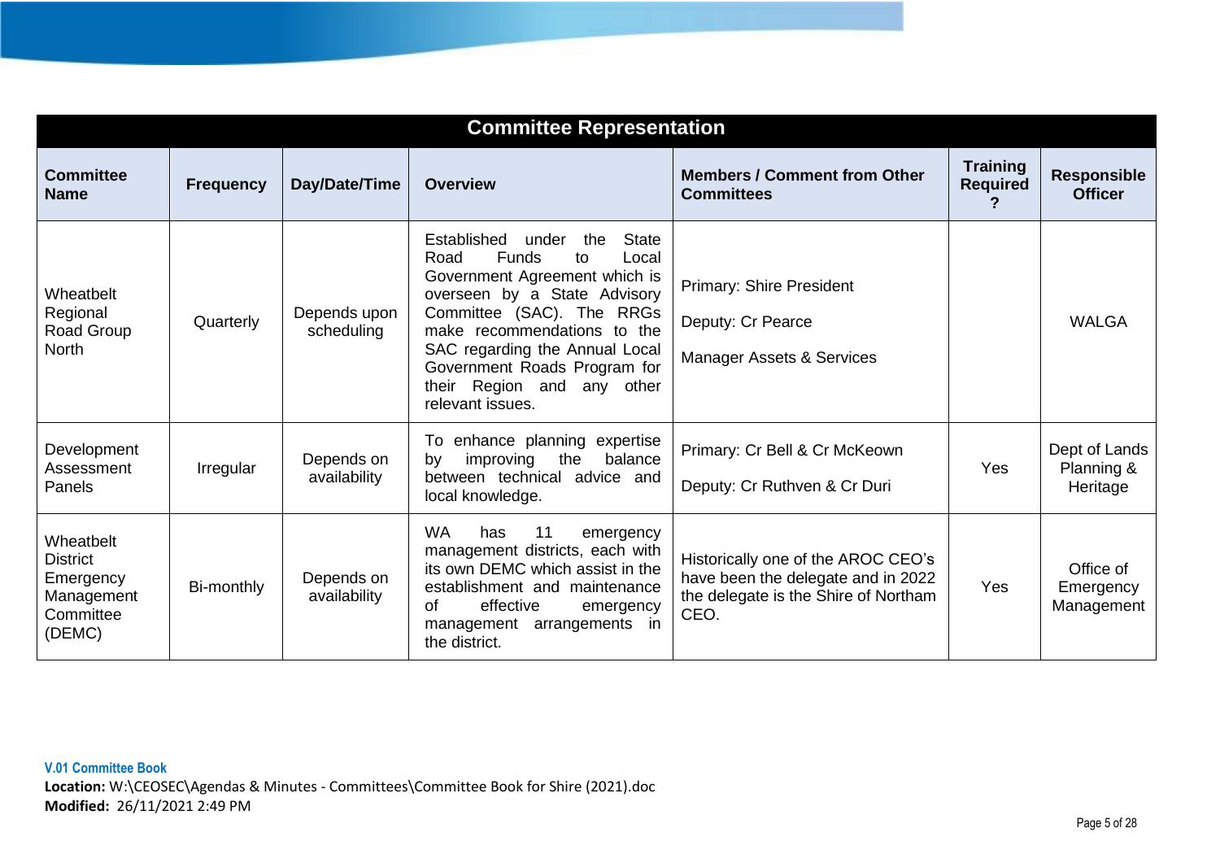| Committee Representation | | | | | | |
|---|---|---|---|---|---|---|
| **Committee Name** | **Frequency** | **Day/Date/Time** | **Overview** | **Members / Comment from Other Committees** | **Training Required ?** | **Responsible Officer** |
| Wheatbelt Regional Road Group North | Quarterly | Depends upon scheduling | Established under the State Road Funds to Local Government Agreement which is overseen by a State Advisory Committee (SAC). The RRGs make recommendations to the SAC regarding the Annual Local Government Roads Program for their Region and any other relevant issues. | Primary: Shire President<br>Deputy: Cr Pearce<br>Manager Assets & Services | | WALGA |
| Development Assessment Panels | Irregular | Depends on availability | To enhance planning expertise by improving the balance between technical advice and local knowledge. | Primary: Cr Bell & Cr McKeown<br>Deputy: Cr Ruthven & Cr Duri | Yes | Dept of Lands Planning & Heritage |
| Wheatbelt District Emergency Management Committee (DEMC) | Bi-monthly | Depends on availability | WA has 11 emergency management districts, each with its own DEMC which assist in the establishment and maintenance of effective emergency management arrangements in the district. | Historically one of the AROC CEO's have been the delegate and in 2022 the delegate is the Shire of Northam CEO. | Yes | Office of Emergency Management |

**V.01 Committee Book**
**Location:** W:\CEOSEC\Agendas & Minutes - Committees\Committee Book for Shire (2021).doc
**Modified:** 26/11/2021 2:49 PM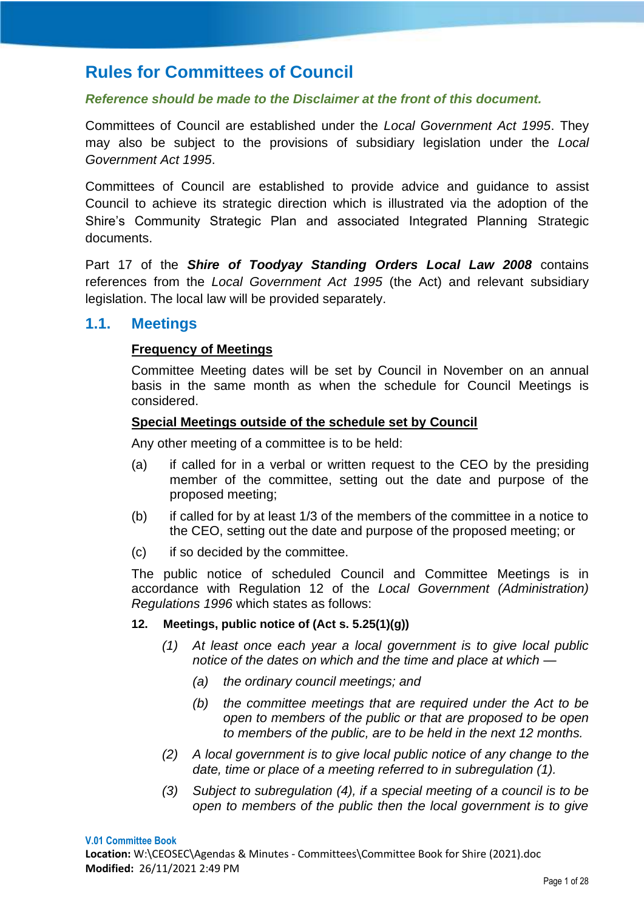# Rules for Committees of Council

***Reference should be made to the Disclaimer at the front of this document.***

Committees of Council are established under the *Local Government Act 1995*. They may also be subject to the provisions of subsidiary legislation under the *Local Government Act 1995*.

Committees of Council are established to provide advice and guidance to assist Council to achieve its strategic direction which is illustrated via the adoption of the Shire's Community Strategic Plan and associated Integrated Planning Strategic documents.

Part 17 of the ***Shire of Toodyay Standing Orders Local Law 2008*** contains references from the *Local Government Act 1995* (the Act) and relevant subsidiary legislation. The local law will be provided separately.

## 1.1. Meetings

**Frequency of Meetings**

Committee Meeting dates will be set by Council in November on an annual basis in the same month as when the schedule for Council Meetings is considered.

**Special Meetings outside of the schedule set by Council**

Any other meeting of a committee is to be held:

(a) if called for in a verbal or written request to the CEO by the presiding member of the committee, setting out the date and purpose of the proposed meeting;

(b) if called for by at least 1/3 of the members of the committee in a notice to the CEO, setting out the date and purpose of the proposed meeting; or

(c) if so decided by the committee.

The public notice of scheduled Council and Committee Meetings is in accordance with Regulation 12 of the *Local Government (Administration) Regulations 1996* which states as follows:

**12. Meetings, public notice of (Act s. 5.25(1)(g))**

*(1) At least once each year a local government is to give local public notice of the dates on which and the time and place at which —*

*(a) the ordinary council meetings; and*

*(b) the committee meetings that are required under the Act to be open to members of the public or that are proposed to be open to members of the public, are to be held in the next 12 months.*

*(2) A local government is to give local public notice of any change to the date, time or place of a meeting referred to in subregulation (1).*

*(3) Subject to subregulation (4), if a special meeting of a council is to be open to members of the public then the local government is to give*

**V.01 Committee Book**
**Location:** W:\CEOSEC\Agendas & Minutes - Committees\Committee Book for Shire (2021).doc
**Modified:** 26/11/2021 2:49 PM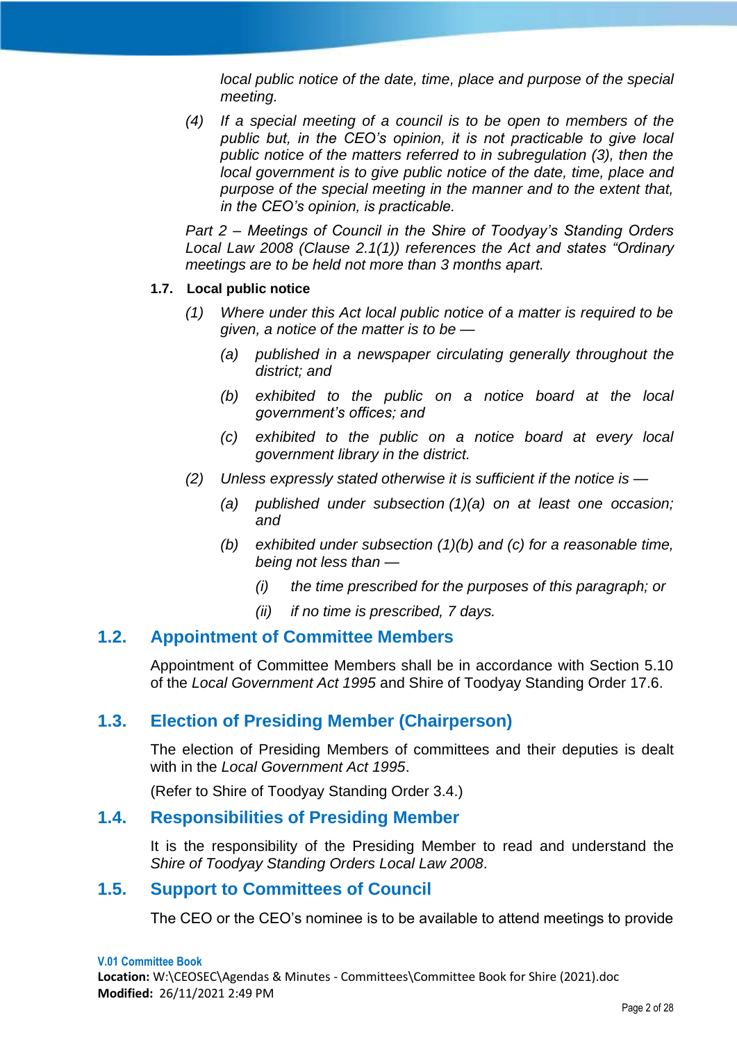*local public notice of the date, time, place and purpose of the special meeting.*

*(4) If a special meeting of a council is to be open to members of the public but, in the CEO's opinion, it is not practicable to give local public notice of the matters referred to in subregulation (3), then the local government is to give public notice of the date, time, place and purpose of the special meeting in the manner and to the extent that, in the CEO's opinion, is practicable.*

*Part 2 – Meetings of Council in the Shire of Toodyay's Standing Orders Local Law 2008 (Clause 2.1(1)) references the Act and states "Ordinary meetings are to be held not more than 3 months apart.*

**1.7. Local public notice**

*(1) Where under this Act local public notice of a matter is required to be given, a notice of the matter is to be —*

*(a) published in a newspaper circulating generally throughout the district; and*

*(b) exhibited to the public on a notice board at the local government's offices; and*

*(c) exhibited to the public on a notice board at every local government library in the district.*

*(2) Unless expressly stated otherwise it is sufficient if the notice is —*

*(a) published under subsection (1)(a) on at least one occasion; and*

*(b) exhibited under subsection (1)(b) and (c) for a reasonable time, being not less than —*

*(i) the time prescribed for the purposes of this paragraph; or*

*(ii) if no time is prescribed, 7 days.*

## 1.2. Appointment of Committee Members

Appointment of Committee Members shall be in accordance with Section 5.10 of the *Local Government Act 1995* and Shire of Toodyay Standing Order 17.6.

## 1.3. Election of Presiding Member (Chairperson)

The election of Presiding Members of committees and their deputies is dealt with in the *Local Government Act 1995*.

(Refer to Shire of Toodyay Standing Order 3.4.)

## 1.4. Responsibilities of Presiding Member

It is the responsibility of the Presiding Member to read and understand the *Shire of Toodyay Standing Orders Local Law 2008*.

## 1.5. Support to Committees of Council

The CEO or the CEO's nominee is to be available to attend meetings to provide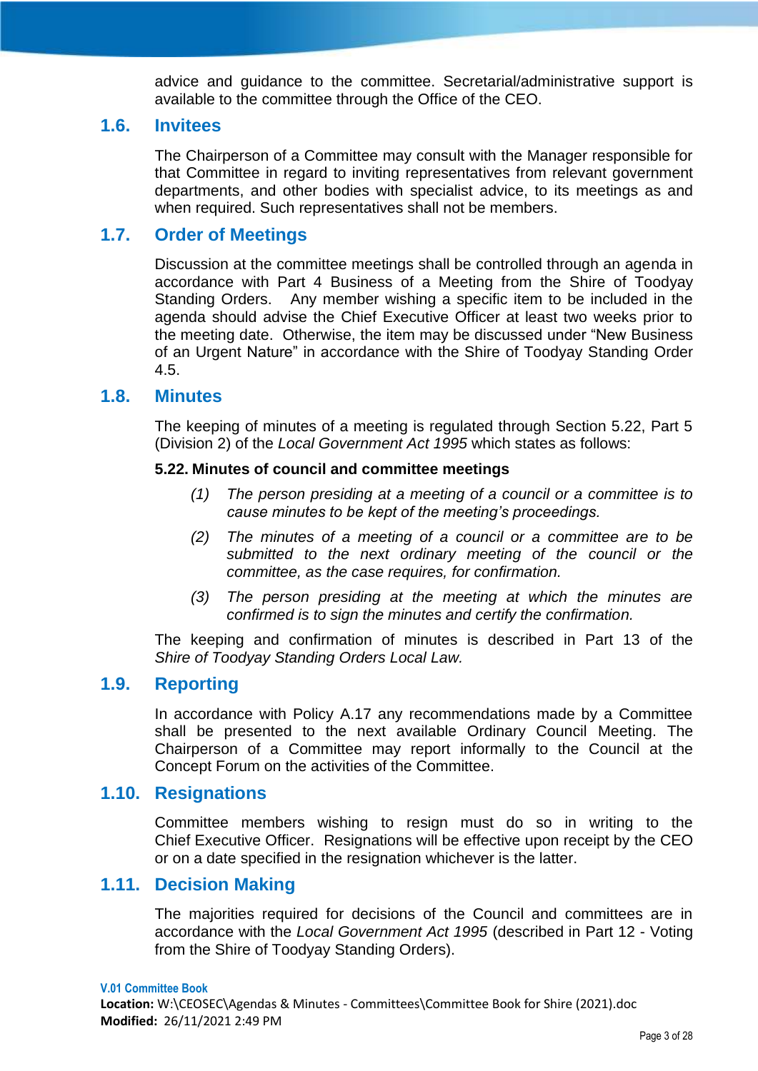advice and guidance to the committee. Secretarial/administrative support is available to the committee through the Office of the CEO.

## 1.6. Invitees

The Chairperson of a Committee may consult with the Manager responsible for that Committee in regard to inviting representatives from relevant government departments, and other bodies with specialist advice, to its meetings as and when required. Such representatives shall not be members.

## 1.7. Order of Meetings

Discussion at the committee meetings shall be controlled through an agenda in accordance with Part 4 Business of a Meeting from the Shire of Toodyay Standing Orders. Any member wishing a specific item to be included in the agenda should advise the Chief Executive Officer at least two weeks prior to the meeting date. Otherwise, the item may be discussed under "New Business of an Urgent Nature" in accordance with the Shire of Toodyay Standing Order 4.5.

## 1.8. Minutes

The keeping of minutes of a meeting is regulated through Section 5.22, Part 5 (Division 2) of the *Local Government Act 1995* which states as follows:

**5.22. Minutes of council and committee meetings**

*(1) The person presiding at a meeting of a council or a committee is to cause minutes to be kept of the meeting's proceedings.*

*(2) The minutes of a meeting of a council or a committee are to be submitted to the next ordinary meeting of the council or the committee, as the case requires, for confirmation.*

*(3) The person presiding at the meeting at which the minutes are confirmed is to sign the minutes and certify the confirmation.*

The keeping and confirmation of minutes is described in Part 13 of the *Shire of Toodyay Standing Orders Local Law.*

## 1.9. Reporting

In accordance with Policy A.17 any recommendations made by a Committee shall be presented to the next available Ordinary Council Meeting. The Chairperson of a Committee may report informally to the Council at the Concept Forum on the activities of the Committee.

## 1.10. Resignations

Committee members wishing to resign must do so in writing to the Chief Executive Officer. Resignations will be effective upon receipt by the CEO or on a date specified in the resignation whichever is the latter.

## 1.11. Decision Making

The majorities required for decisions of the Council and committees are in accordance with the *Local Government Act 1995* (described in Part 12 - Voting from the Shire of Toodyay Standing Orders).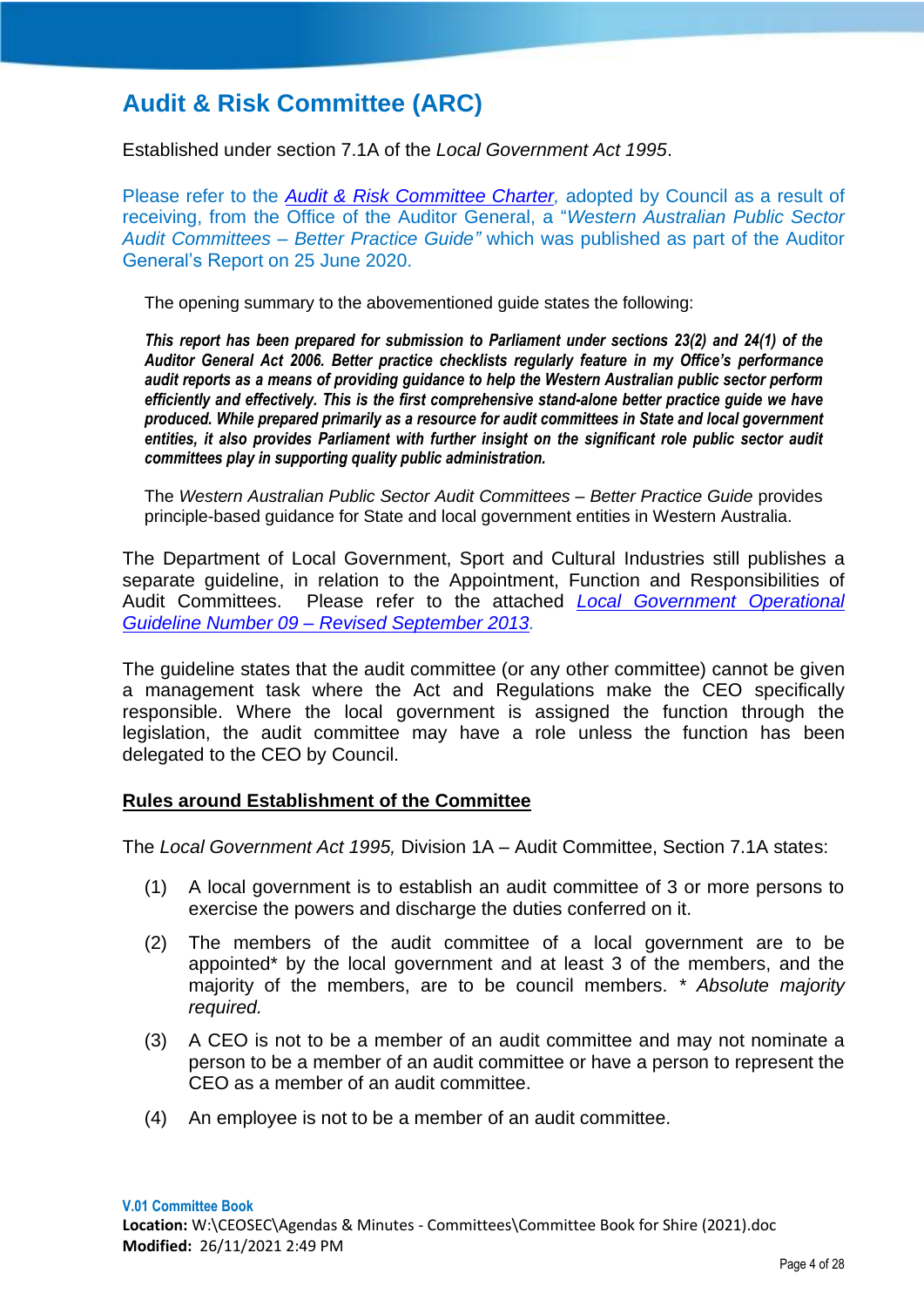# Audit & Risk Committee (ARC)

Established under section 7.1A of the *Local Government Act 1995*.

Please refer to the ***Audit & Risk Committee Charter***, adopted by Council as a result of receiving, from the Office of the Auditor General, a "*Western Australian Public Sector Audit Committees – Better Practice Guide"* which was published as part of the Auditor General's Report on 25 June 2020.

> The opening summary to the abovementioned guide states the following:
>
> ***This report has been prepared for submission to Parliament under sections 23(2) and 24(1) of the Auditor General Act 2006. Better practice checklists regularly feature in my Office's performance audit reports as a means of providing guidance to help the Western Australian public sector perform efficiently and effectively. This is the first comprehensive stand-alone better practice guide we have produced. While prepared primarily as a resource for audit committees in State and local government entities, it also provides Parliament with further insight on the significant role public sector audit committees play in supporting quality public administration.***
>
> The *Western Australian Public Sector Audit Committees – Better Practice Guide* provides principle-based guidance for State and local government entities in Western Australia.

The Department of Local Government, Sport and Cultural Industries still publishes a separate guideline, in relation to the Appointment, Function and Responsibilities of Audit Committees. Please refer to the attached *Local Government Operational Guideline Number 09 – Revised September 2013*.

The guideline states that the audit committee (or any other committee) cannot be given a management task where the Act and Regulations make the CEO specifically responsible. Where the local government is assigned the function through the legislation, the audit committee may have a role unless the function has been delegated to the CEO by Council.

## Rules around Establishment of the Committee

The *Local Government Act 1995,* Division 1A – Audit Committee, Section 7.1A states:

(1) A local government is to establish an audit committee of 3 or more persons to exercise the powers and discharge the duties conferred on it.

(2) The members of the audit committee of a local government are to be appointed* by the local government and at least 3 of the members, and the majority of the members, are to be council members. * *Absolute majority required.*

(3) A CEO is not to be a member of an audit committee and may not nominate a person to be a member of an audit committee or have a person to represent the CEO as a member of an audit committee.

(4) An employee is not to be a member of an audit committee.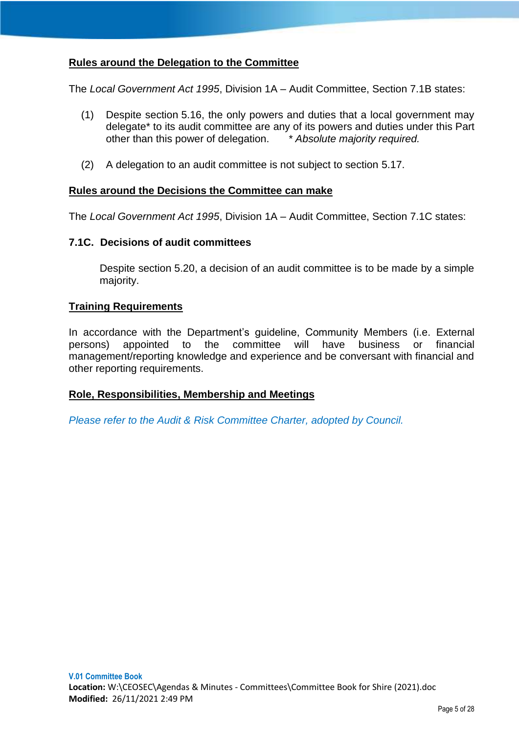## Rules around the Delegation to the Committee

The *Local Government Act 1995*, Division 1A – Audit Committee, Section 7.1B states:

(1) Despite section 5.16, the only powers and duties that a local government may delegate* to its audit committee are any of its powers and duties under this Part other than this power of delegation. *\* Absolute majority required.*

(2) A delegation to an audit committee is not subject to section 5.17.

## Rules around the Decisions the Committee can make

The *Local Government Act 1995*, Division 1A – Audit Committee, Section 7.1C states:

### 7.1C. Decisions of audit committees

Despite section 5.20, a decision of an audit committee is to be made by a simple majority.

## Training Requirements

In accordance with the Department's guideline, Community Members (i.e. External persons) appointed to the committee will have business or financial management/reporting knowledge and experience and be conversant with financial and other reporting requirements.

## Role, Responsibilities, Membership and Meetings

*Please refer to the Audit & Risk Committee Charter, adopted by Council.*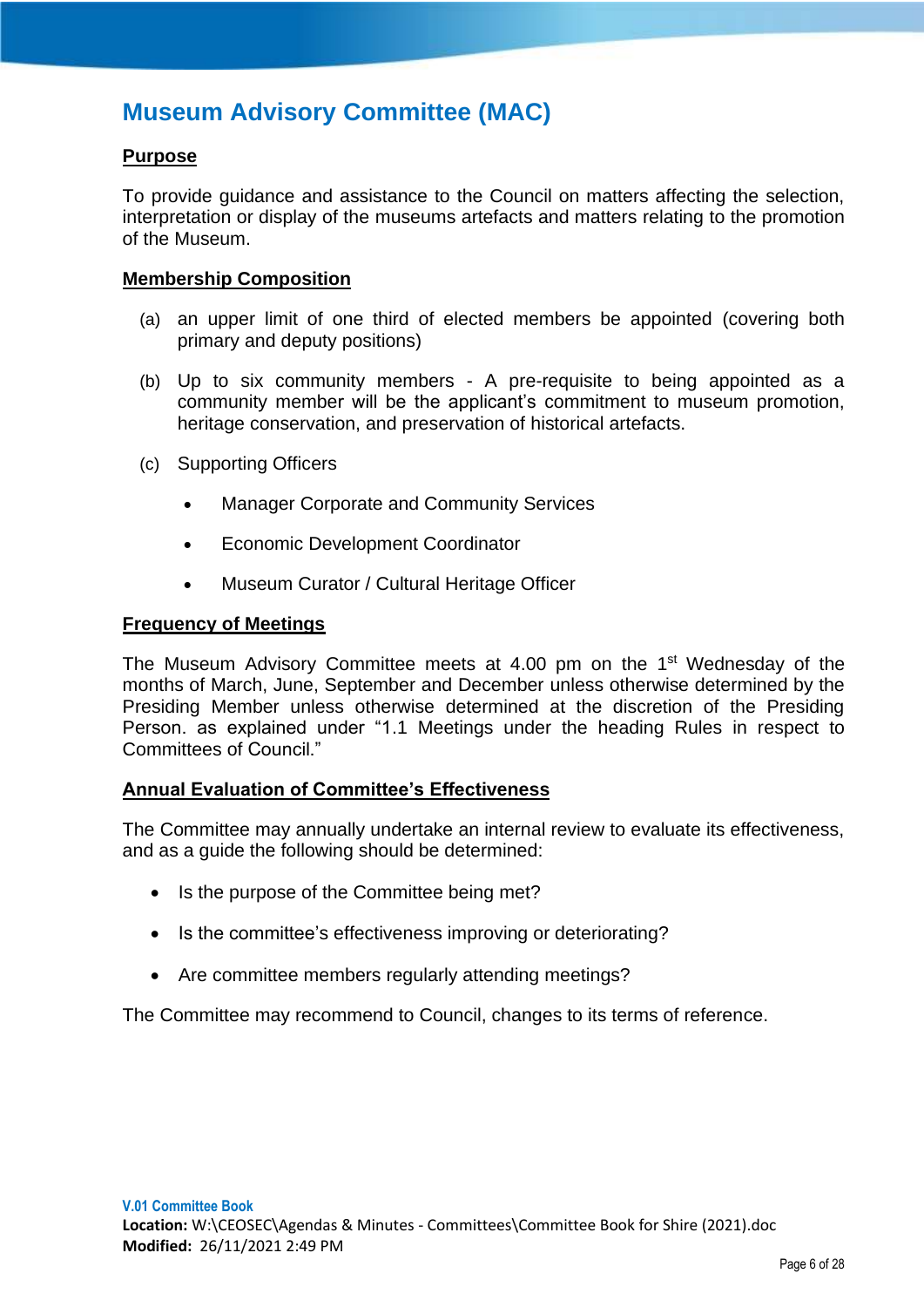## Museum Advisory Committee (MAC)

**Purpose**

To provide guidance and assistance to the Council on matters affecting the selection, interpretation or display of the museums artefacts and matters relating to the promotion of the Museum.

**Membership Composition**

(a) an upper limit of one third of elected members be appointed (covering both primary and deputy positions)

(b) Up to six community members - A pre-requisite to being appointed as a community member will be the applicant's commitment to museum promotion, heritage conservation, and preservation of historical artefacts.

(c) Supporting Officers

- Manager Corporate and Community Services
- Economic Development Coordinator
- Museum Curator / Cultural Heritage Officer

**Frequency of Meetings**

The Museum Advisory Committee meets at 4.00 pm on the 1st Wednesday of the months of March, June, September and December unless otherwise determined by the Presiding Member unless otherwise determined at the discretion of the Presiding Person. as explained under "1.1 Meetings under the heading Rules in respect to Committees of Council."

**Annual Evaluation of Committee's Effectiveness**

The Committee may annually undertake an internal review to evaluate its effectiveness, and as a guide the following should be determined:

- Is the purpose of the Committee being met?
- Is the committee's effectiveness improving or deteriorating?
- Are committee members regularly attending meetings?

The Committee may recommend to Council, changes to its terms of reference.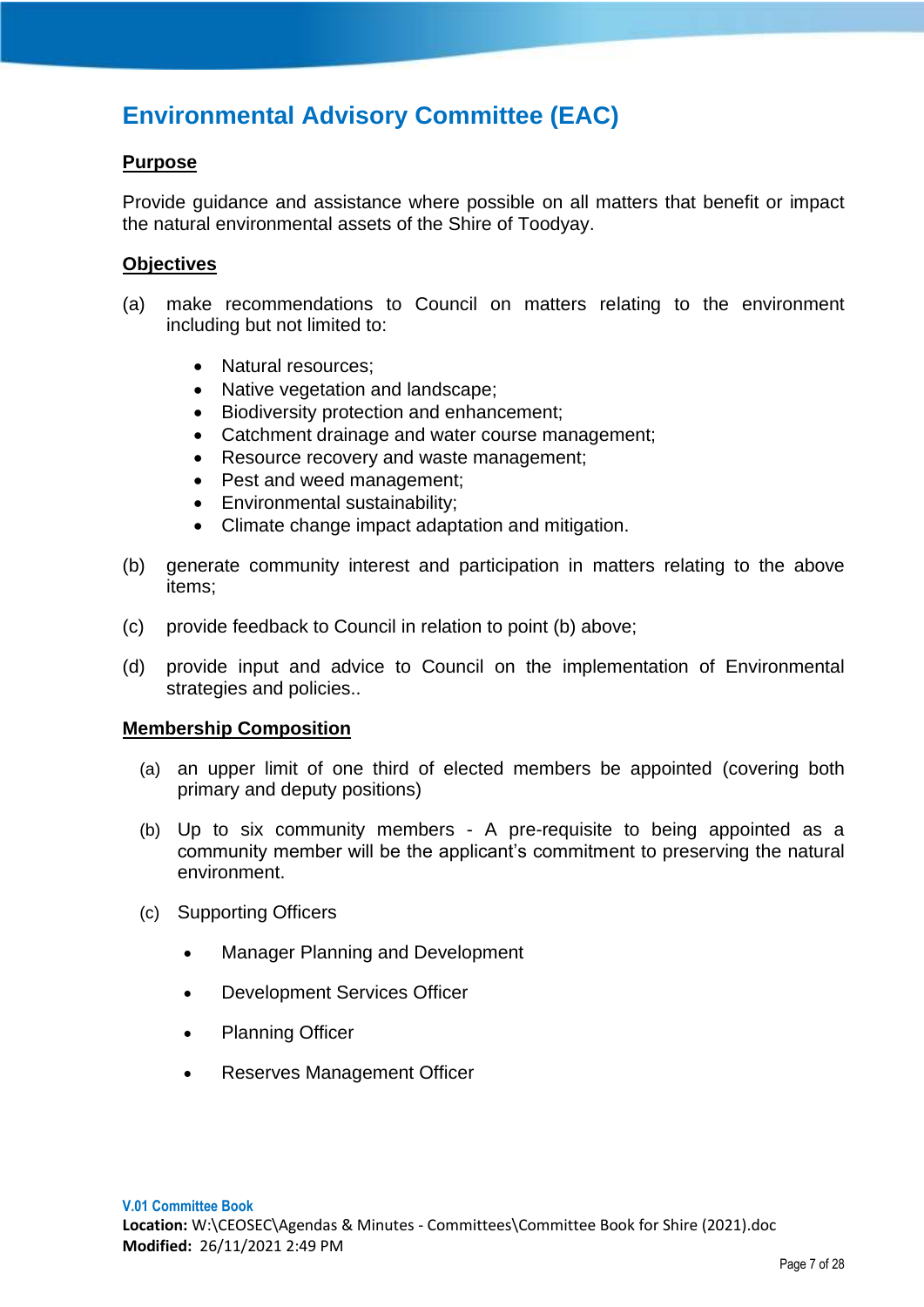# Environmental Advisory Committee (EAC)

**Purpose**

Provide guidance and assistance where possible on all matters that benefit or impact the natural environmental assets of the Shire of Toodyay.

**Objectives**

(a) make recommendations to Council on matters relating to the environment including but not limited to:

- Natural resources;
- Native vegetation and landscape;
- Biodiversity protection and enhancement;
- Catchment drainage and water course management;
- Resource recovery and waste management;
- Pest and weed management;
- Environmental sustainability;
- Climate change impact adaptation and mitigation.

(b) generate community interest and participation in matters relating to the above items;

(c) provide feedback to Council in relation to point (b) above;

(d) provide input and advice to Council on the implementation of Environmental strategies and policies..

**Membership Composition**

(a) an upper limit of one third of elected members be appointed (covering both primary and deputy positions)

(b) Up to six community members - A pre-requisite to being appointed as a community member will be the applicant's commitment to preserving the natural environment.

(c) Supporting Officers

- Manager Planning and Development
- Development Services Officer
- Planning Officer
- Reserves Management Officer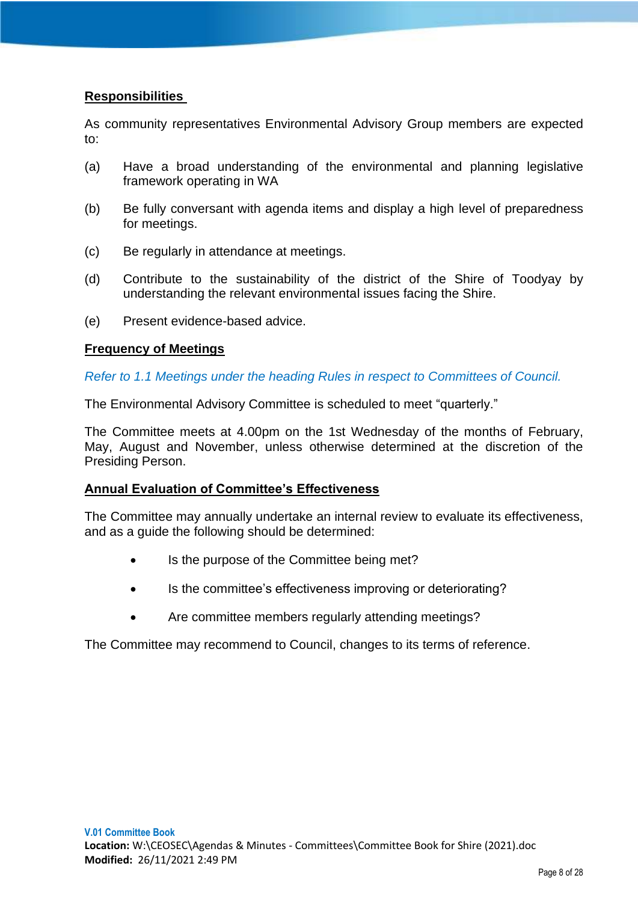## Responsibilities

As community representatives Environmental Advisory Group members are expected to:

(a) Have a broad understanding of the environmental and planning legislative framework operating in WA

(b) Be fully conversant with agenda items and display a high level of preparedness for meetings.

(c) Be regularly in attendance at meetings.

(d) Contribute to the sustainability of the district of the Shire of Toodyay by understanding the relevant environmental issues facing the Shire.

(e) Present evidence-based advice.

## Frequency of Meetings

*Refer to 1.1 Meetings under the heading Rules in respect to Committees of Council.*

The Environmental Advisory Committee is scheduled to meet "quarterly."

The Committee meets at 4.00pm on the 1st Wednesday of the months of February, May, August and November, unless otherwise determined at the discretion of the Presiding Person.

## Annual Evaluation of Committee's Effectiveness

The Committee may annually undertake an internal review to evaluate its effectiveness, and as a guide the following should be determined:

- Is the purpose of the Committee being met?
- Is the committee's effectiveness improving or deteriorating?
- Are committee members regularly attending meetings?

The Committee may recommend to Council, changes to its terms of reference.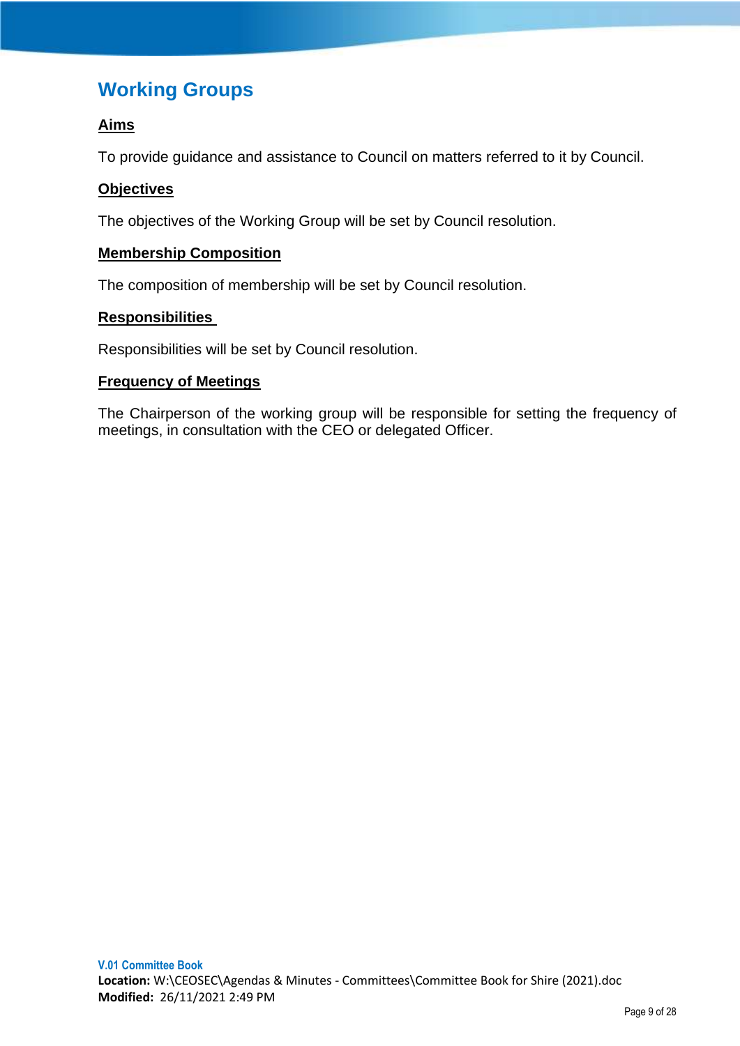## Working Groups

### Aims

To provide guidance and assistance to Council on matters referred to it by Council.

### Objectives

The objectives of the Working Group will be set by Council resolution.

### Membership Composition

The composition of membership will be set by Council resolution.

### Responsibilities

Responsibilities will be set by Council resolution.

### Frequency of Meetings

The Chairperson of the working group will be responsible for setting the frequency of meetings, in consultation with the CEO or delegated Officer.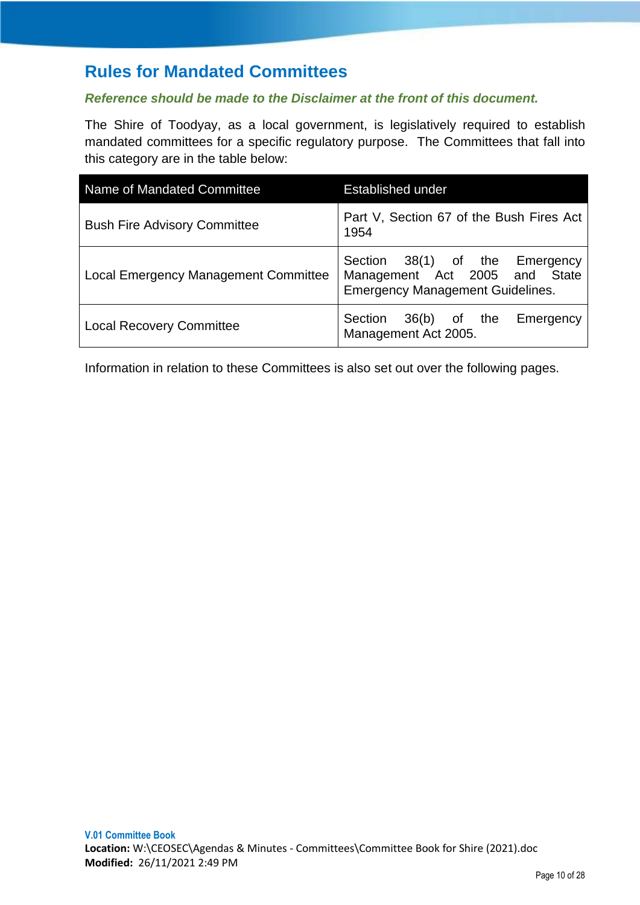## Rules for Mandated Committees

***Reference should be made to the Disclaimer at the front of this document.***

The Shire of Toodyay, as a local government, is legislatively required to establish mandated committees for a specific regulatory purpose. The Committees that fall into this category are in the table below:

| Name of Mandated Committee | Established under |
|---|---|
| Bush Fire Advisory Committee | Part V, Section 67 of the Bush Fires Act 1954 |
| Local Emergency Management Committee | Section 38(1) of the Emergency Management Act 2005 and State Emergency Management Guidelines. |
| Local Recovery Committee | Section 36(b) of the Emergency Management Act 2005. |

Information in relation to these Committees is also set out over the following pages.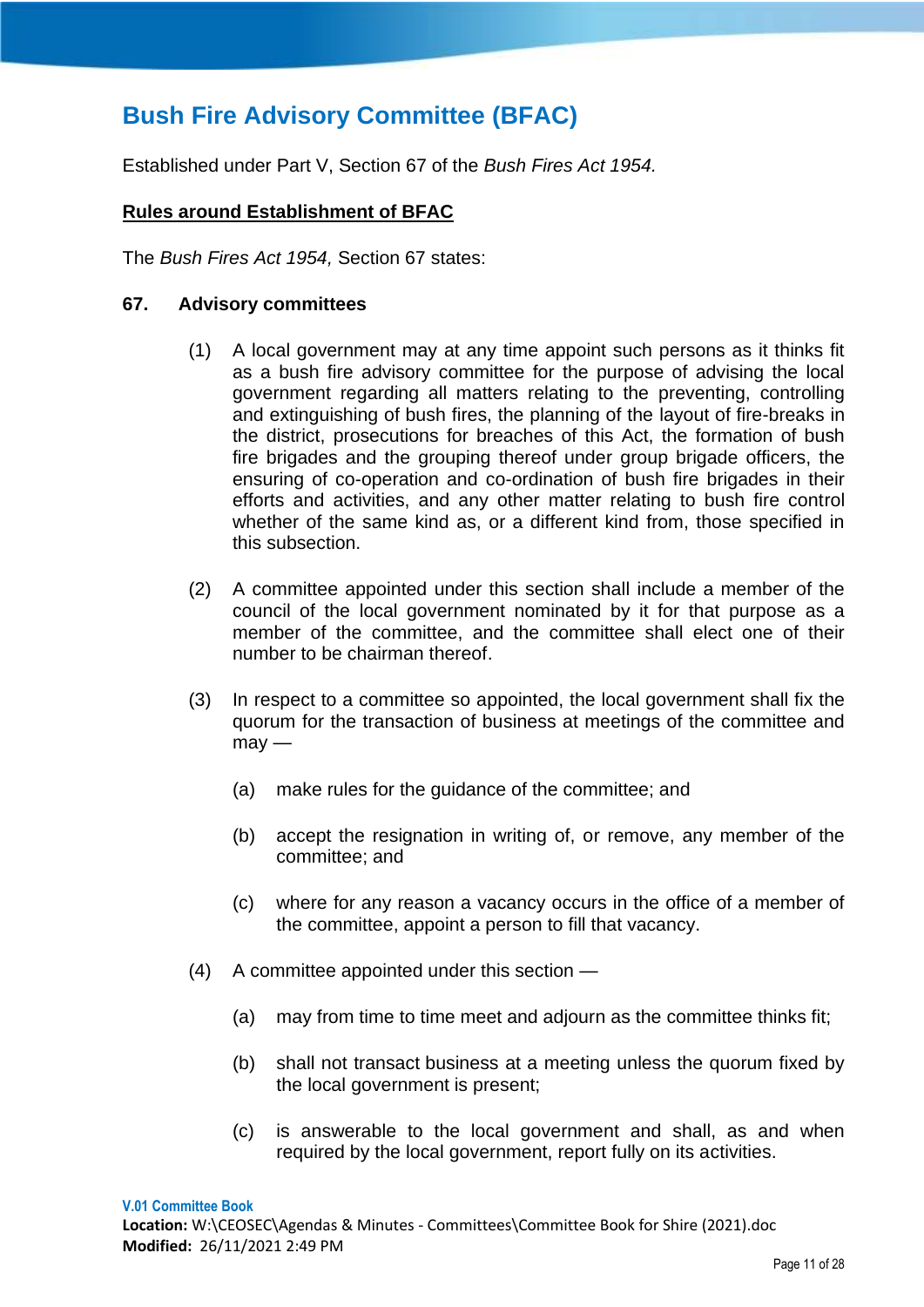# Bush Fire Advisory Committee (BFAC)

Established under Part V, Section 67 of the *Bush Fires Act 1954.*

**Rules around Establishment of BFAC**

The *Bush Fires Act 1954,* Section 67 states:

### 67. Advisory committees

(1) A local government may at any time appoint such persons as it thinks fit as a bush fire advisory committee for the purpose of advising the local government regarding all matters relating to the preventing, controlling and extinguishing of bush fires, the planning of the layout of fire-breaks in the district, prosecutions for breaches of this Act, the formation of bush fire brigades and the grouping thereof under group brigade officers, the ensuring of co-operation and co-ordination of bush fire brigades in their efforts and activities, and any other matter relating to bush fire control whether of the same kind as, or a different kind from, those specified in this subsection.

(2) A committee appointed under this section shall include a member of the council of the local government nominated by it for that purpose as a member of the committee, and the committee shall elect one of their number to be chairman thereof.

(3) In respect to a committee so appointed, the local government shall fix the quorum for the transaction of business at meetings of the committee and may —

(a) make rules for the guidance of the committee; and

(b) accept the resignation in writing of, or remove, any member of the committee; and

(c) where for any reason a vacancy occurs in the office of a member of the committee, appoint a person to fill that vacancy.

(4) A committee appointed under this section —

(a) may from time to time meet and adjourn as the committee thinks fit;

(b) shall not transact business at a meeting unless the quorum fixed by the local government is present;

(c) is answerable to the local government and shall, as and when required by the local government, report fully on its activities.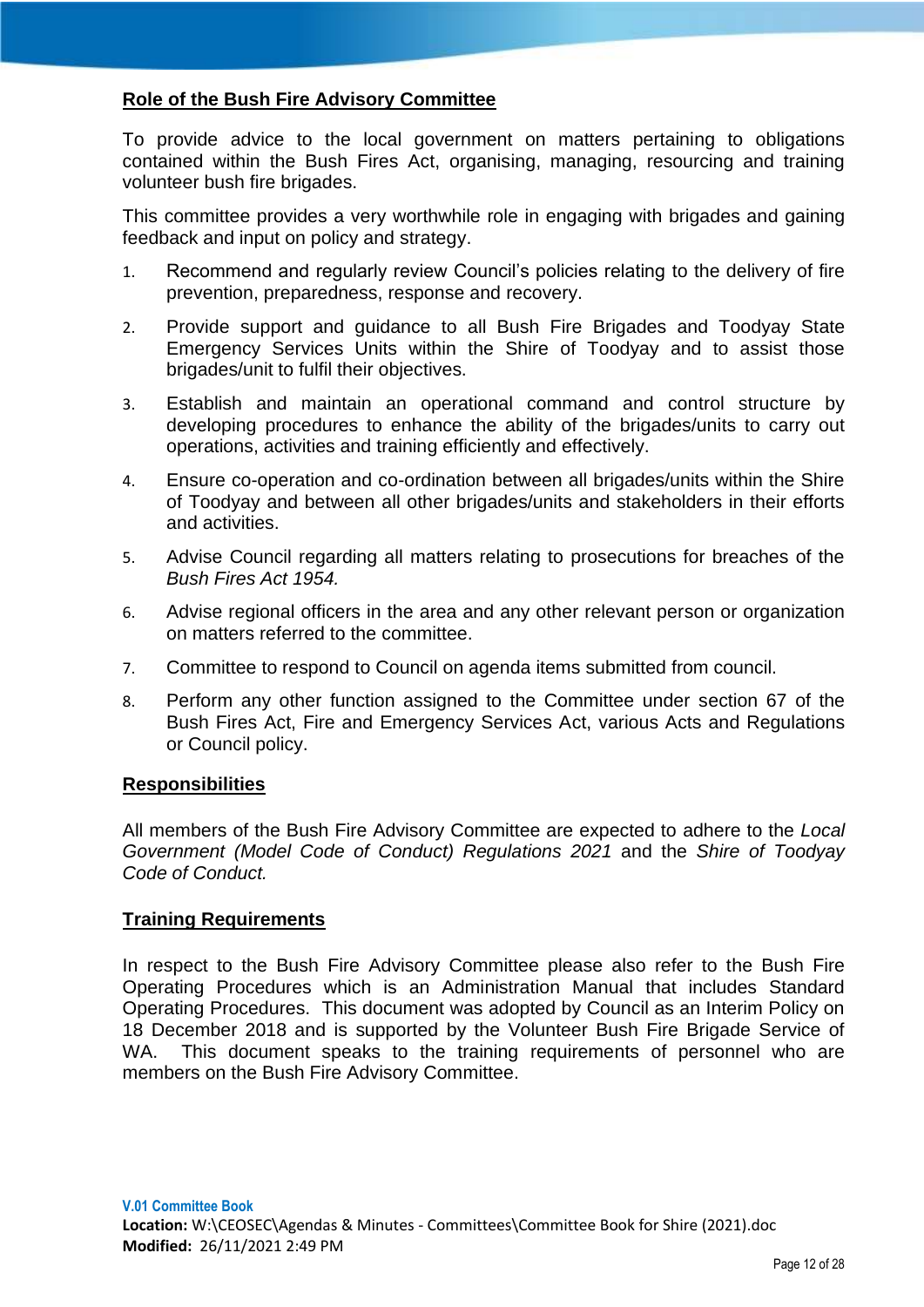## Role of the Bush Fire Advisory Committee

To provide advice to the local government on matters pertaining to obligations contained within the Bush Fires Act, organising, managing, resourcing and training volunteer bush fire brigades.

This committee provides a very worthwhile role in engaging with brigades and gaining feedback and input on policy and strategy.

1. Recommend and regularly review Council's policies relating to the delivery of fire prevention, preparedness, response and recovery.
2. Provide support and guidance to all Bush Fire Brigades and Toodyay State Emergency Services Units within the Shire of Toodyay and to assist those brigades/unit to fulfil their objectives.
3. Establish and maintain an operational command and control structure by developing procedures to enhance the ability of the brigades/units to carry out operations, activities and training efficiently and effectively.
4. Ensure co-operation and co-ordination between all brigades/units within the Shire of Toodyay and between all other brigades/units and stakeholders in their efforts and activities.
5. Advise Council regarding all matters relating to prosecutions for breaches of the *Bush Fires Act 1954.*
6. Advise regional officers in the area and any other relevant person or organization on matters referred to the committee.
7. Committee to respond to Council on agenda items submitted from council.
8. Perform any other function assigned to the Committee under section 67 of the Bush Fires Act, Fire and Emergency Services Act, various Acts and Regulations or Council policy.

## Responsibilities

All members of the Bush Fire Advisory Committee are expected to adhere to the *Local Government (Model Code of Conduct) Regulations 2021* and the *Shire of Toodyay Code of Conduct.*

## Training Requirements

In respect to the Bush Fire Advisory Committee please also refer to the Bush Fire Operating Procedures which is an Administration Manual that includes Standard Operating Procedures. This document was adopted by Council as an Interim Policy on 18 December 2018 and is supported by the Volunteer Bush Fire Brigade Service of WA. This document speaks to the training requirements of personnel who are members on the Bush Fire Advisory Committee.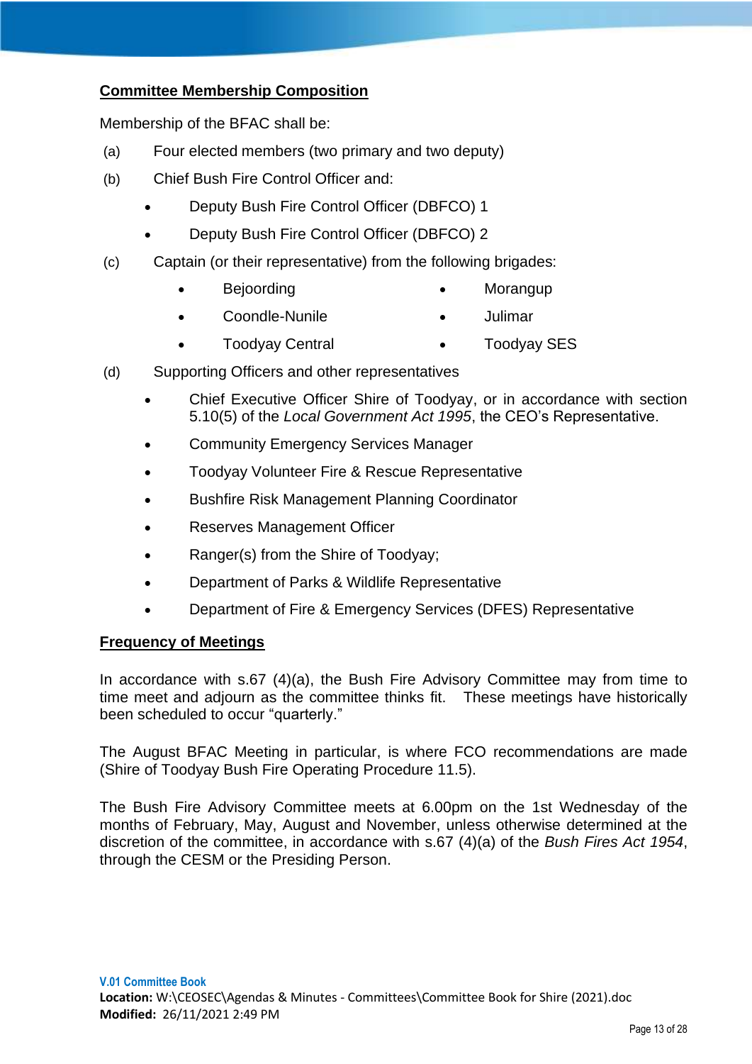## Committee Membership Composition

Membership of the BFAC shall be:

(a) Four elected members (two primary and two deputy)

(b) Chief Bush Fire Control Officer and:

- Deputy Bush Fire Control Officer (DBFCO) 1
- Deputy Bush Fire Control Officer (DBFCO) 2

(c) Captain (or their representative) from the following brigades:

- Bejoording
- Coondle-Nunile
- Toodyay Central
- Morangup
- Julimar
- Toodyay SES

(d) Supporting Officers and other representatives

- Chief Executive Officer Shire of Toodyay, or in accordance with section 5.10(5) of the *Local Government Act 1995*, the CEO's Representative.
- Community Emergency Services Manager
- Toodyay Volunteer Fire & Rescue Representative
- Bushfire Risk Management Planning Coordinator
- Reserves Management Officer
- Ranger(s) from the Shire of Toodyay;
- Department of Parks & Wildlife Representative
- Department of Fire & Emergency Services (DFES) Representative

## Frequency of Meetings

In accordance with s.67 (4)(a), the Bush Fire Advisory Committee may from time to time meet and adjourn as the committee thinks fit. These meetings have historically been scheduled to occur "quarterly."

The August BFAC Meeting in particular, is where FCO recommendations are made (Shire of Toodyay Bush Fire Operating Procedure 11.5).

The Bush Fire Advisory Committee meets at 6.00pm on the 1st Wednesday of the months of February, May, August and November, unless otherwise determined at the discretion of the committee, in accordance with s.67 (4)(a) of the *Bush Fires Act 1954*, through the CESM or the Presiding Person.

**V.01 Committee Book**
**Location:** W:\CEOSEC\Agendas & Minutes - Committees\Committee Book for Shire (2021).doc
**Modified:** 26/11/2021 2:49 PM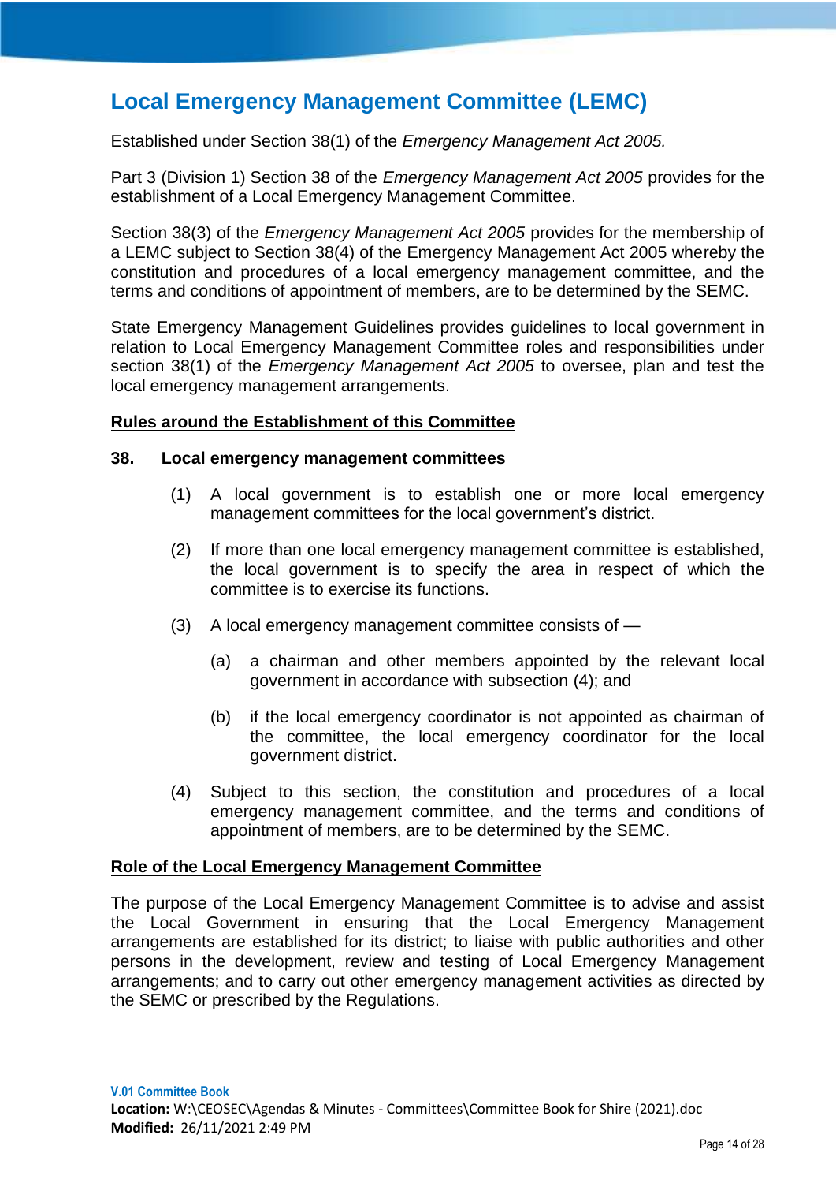# Local Emergency Management Committee (LEMC)

Established under Section 38(1) of the *Emergency Management Act 2005.*

Part 3 (Division 1) Section 38 of the *Emergency Management Act 2005* provides for the establishment of a Local Emergency Management Committee.

Section 38(3) of the *Emergency Management Act 2005* provides for the membership of a LEMC subject to Section 38(4) of the Emergency Management Act 2005 whereby the constitution and procedures of a local emergency management committee, and the terms and conditions of appointment of members, are to be determined by the SEMC.

State Emergency Management Guidelines provides guidelines to local government in relation to Local Emergency Management Committee roles and responsibilities under section 38(1) of the *Emergency Management Act 2005* to oversee, plan and test the local emergency management arrangements.

**Rules around the Establishment of this Committee**

**38. Local emergency management committees**

(1) A local government is to establish one or more local emergency management committees for the local government's district.

(2) If more than one local emergency management committee is established, the local government is to specify the area in respect of which the committee is to exercise its functions.

(3) A local emergency management committee consists of —

(a) a chairman and other members appointed by the relevant local government in accordance with subsection (4); and

(b) if the local emergency coordinator is not appointed as chairman of the committee, the local emergency coordinator for the local government district.

(4) Subject to this section, the constitution and procedures of a local emergency management committee, and the terms and conditions of appointment of members, are to be determined by the SEMC.

**Role of the Local Emergency Management Committee**

The purpose of the Local Emergency Management Committee is to advise and assist the Local Government in ensuring that the Local Emergency Management arrangements are established for its district; to liaise with public authorities and other persons in the development, review and testing of Local Emergency Management arrangements; and to carry out other emergency management activities as directed by the SEMC or prescribed by the Regulations.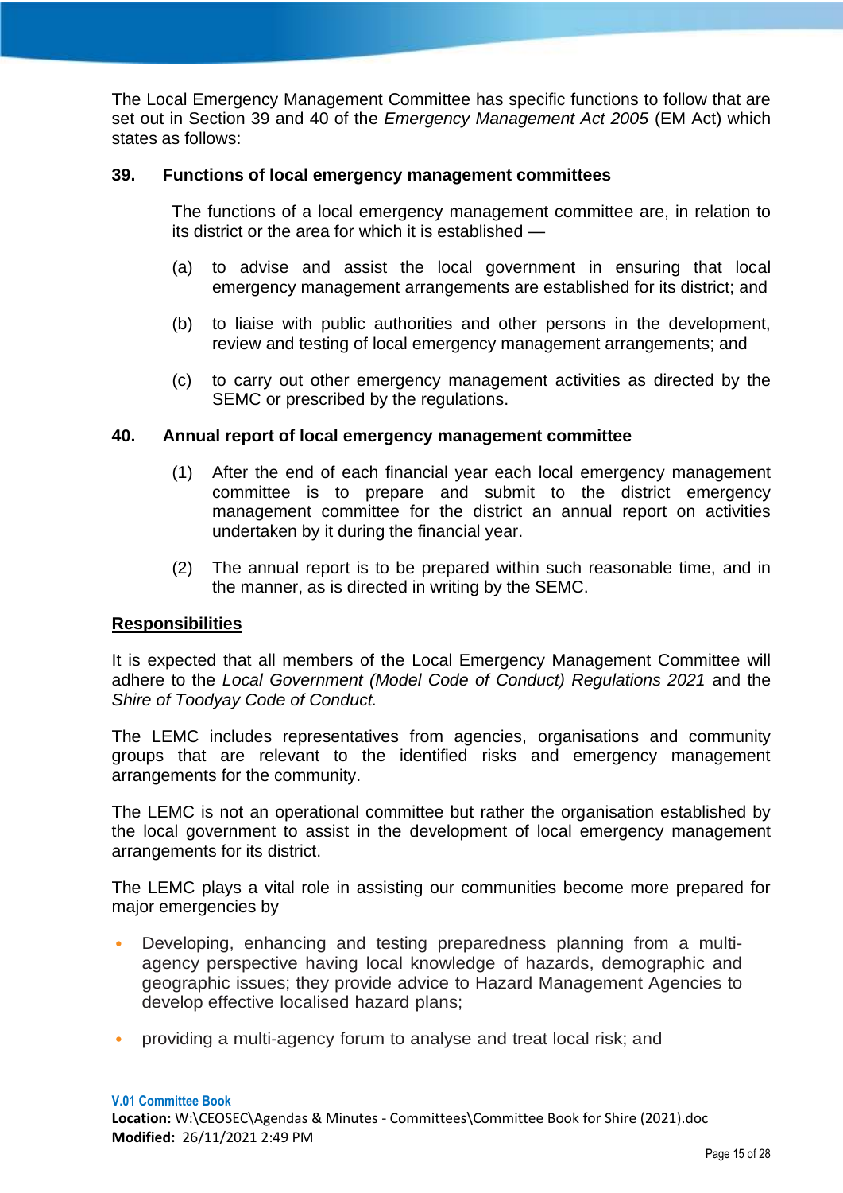The Local Emergency Management Committee has specific functions to follow that are set out in Section 39 and 40 of the *Emergency Management Act 2005* (EM Act) which states as follows:

### 39. Functions of local emergency management committees

The functions of a local emergency management committee are, in relation to its district or the area for which it is established —

(a) to advise and assist the local government in ensuring that local emergency management arrangements are established for its district; and

(b) to liaise with public authorities and other persons in the development, review and testing of local emergency management arrangements; and

(c) to carry out other emergency management activities as directed by the SEMC or prescribed by the regulations.

### 40. Annual report of local emergency management committee

(1) After the end of each financial year each local emergency management committee is to prepare and submit to the district emergency management committee for the district an annual report on activities undertaken by it during the financial year.

(2) The annual report is to be prepared within such reasonable time, and in the manner, as is directed in writing by the SEMC.

## Responsibilities

It is expected that all members of the Local Emergency Management Committee will adhere to the *Local Government (Model Code of Conduct) Regulations 2021* and the *Shire of Toodyay Code of Conduct.*

The LEMC includes representatives from agencies, organisations and community groups that are relevant to the identified risks and emergency management arrangements for the community.

The LEMC is not an operational committee but rather the organisation established by the local government to assist in the development of local emergency management arrangements for its district.

The LEMC plays a vital role in assisting our communities become more prepared for major emergencies by

- Developing, enhancing and testing preparedness planning from a multi-agency perspective having local knowledge of hazards, demographic and geographic issues; they provide advice to Hazard Management Agencies to develop effective localised hazard plans;
- providing a multi-agency forum to analyse and treat local risk; and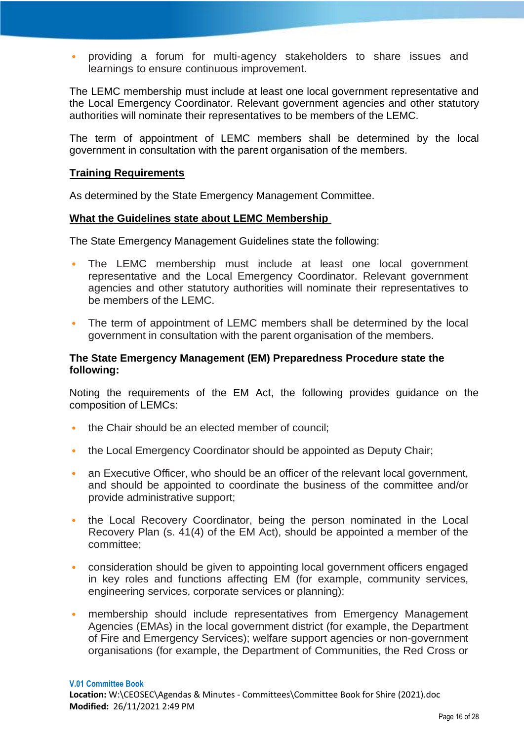- providing a forum for multi-agency stakeholders to share issues and learnings to ensure continuous improvement.

The LEMC membership must include at least one local government representative and the Local Emergency Coordinator. Relevant government agencies and other statutory authorities will nominate their representatives to be members of the LEMC.

The term of appointment of LEMC members shall be determined by the local government in consultation with the parent organisation of the members.

**Training Requirements**

As determined by the State Emergency Management Committee.

**What the Guidelines state about LEMC Membership**

The State Emergency Management Guidelines state the following:

- The LEMC membership must include at least one local government representative and the Local Emergency Coordinator. Relevant government agencies and other statutory authorities will nominate their representatives to be members of the LEMC.
- The term of appointment of LEMC members shall be determined by the local government in consultation with the parent organisation of the members.

**The State Emergency Management (EM) Preparedness Procedure state the following:**

Noting the requirements of the EM Act, the following provides guidance on the composition of LEMCs:

- the Chair should be an elected member of council;
- the Local Emergency Coordinator should be appointed as Deputy Chair;
- an Executive Officer, who should be an officer of the relevant local government, and should be appointed to coordinate the business of the committee and/or provide administrative support;
- the Local Recovery Coordinator, being the person nominated in the Local Recovery Plan (s. 41(4) of the EM Act), should be appointed a member of the committee;
- consideration should be given to appointing local government officers engaged in key roles and functions affecting EM (for example, community services, engineering services, corporate services or planning);
- membership should include representatives from Emergency Management Agencies (EMAs) in the local government district (for example, the Department of Fire and Emergency Services); welfare support agencies or non-government organisations (for example, the Department of Communities, the Red Cross or

V.01 Committee Book
**Location:** W:\CEOSEC\Agendas & Minutes - Committees\Committee Book for Shire (2021).doc
**Modified:** 26/11/2021 2:49 PM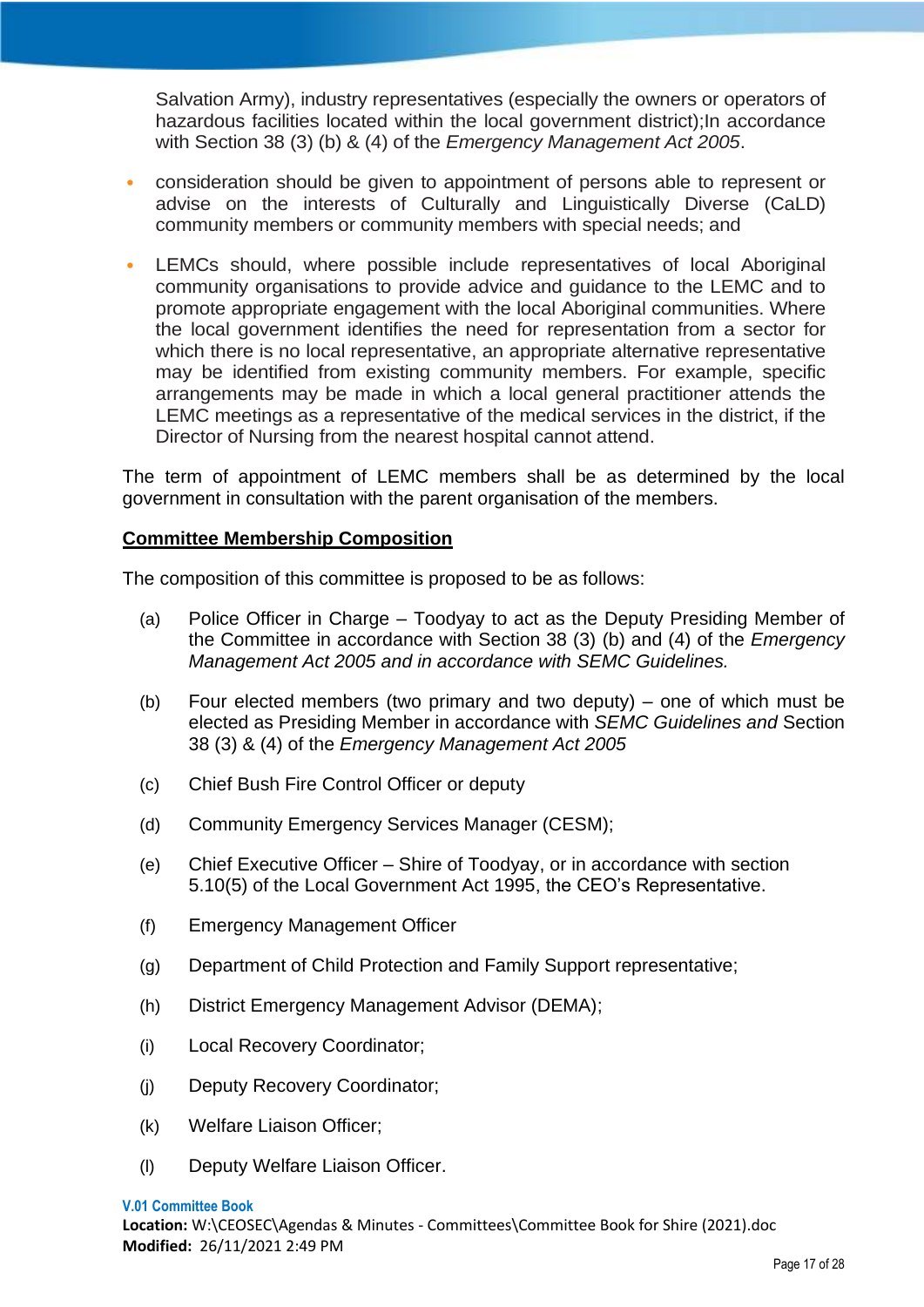Salvation Army), industry representatives (especially the owners or operators of hazardous facilities located within the local government district);In accordance with Section 38 (3) (b) & (4) of the *Emergency Management Act 2005*.

- consideration should be given to appointment of persons able to represent or advise on the interests of Culturally and Linguistically Diverse (CaLD) community members or community members with special needs; and
- LEMCs should, where possible include representatives of local Aboriginal community organisations to provide advice and guidance to the LEMC and to promote appropriate engagement with the local Aboriginal communities. Where the local government identifies the need for representation from a sector for which there is no local representative, an appropriate alternative representative may be identified from existing community members. For example, specific arrangements may be made in which a local general practitioner attends the LEMC meetings as a representative of the medical services in the district, if the Director of Nursing from the nearest hospital cannot attend.

The term of appointment of LEMC members shall be as determined by the local government in consultation with the parent organisation of the members.

**Committee Membership Composition**

The composition of this committee is proposed to be as follows:

(a) Police Officer in Charge – Toodyay to act as the Deputy Presiding Member of the Committee in accordance with Section 38 (3) (b) and (4) of the *Emergency Management Act 2005 and in accordance with SEMC Guidelines.*

(b) Four elected members (two primary and two deputy) – one of which must be elected as Presiding Member in accordance with *SEMC Guidelines and* Section 38 (3) & (4) of the *Emergency Management Act 2005*

(c) Chief Bush Fire Control Officer or deputy

(d) Community Emergency Services Manager (CESM);

(e) Chief Executive Officer – Shire of Toodyay, or in accordance with section 5.10(5) of the Local Government Act 1995, the CEO's Representative.

(f) Emergency Management Officer

(g) Department of Child Protection and Family Support representative;

(h) District Emergency Management Advisor (DEMA);

(i) Local Recovery Coordinator;

(j) Deputy Recovery Coordinator;

(k) Welfare Liaison Officer;

(l) Deputy Welfare Liaison Officer.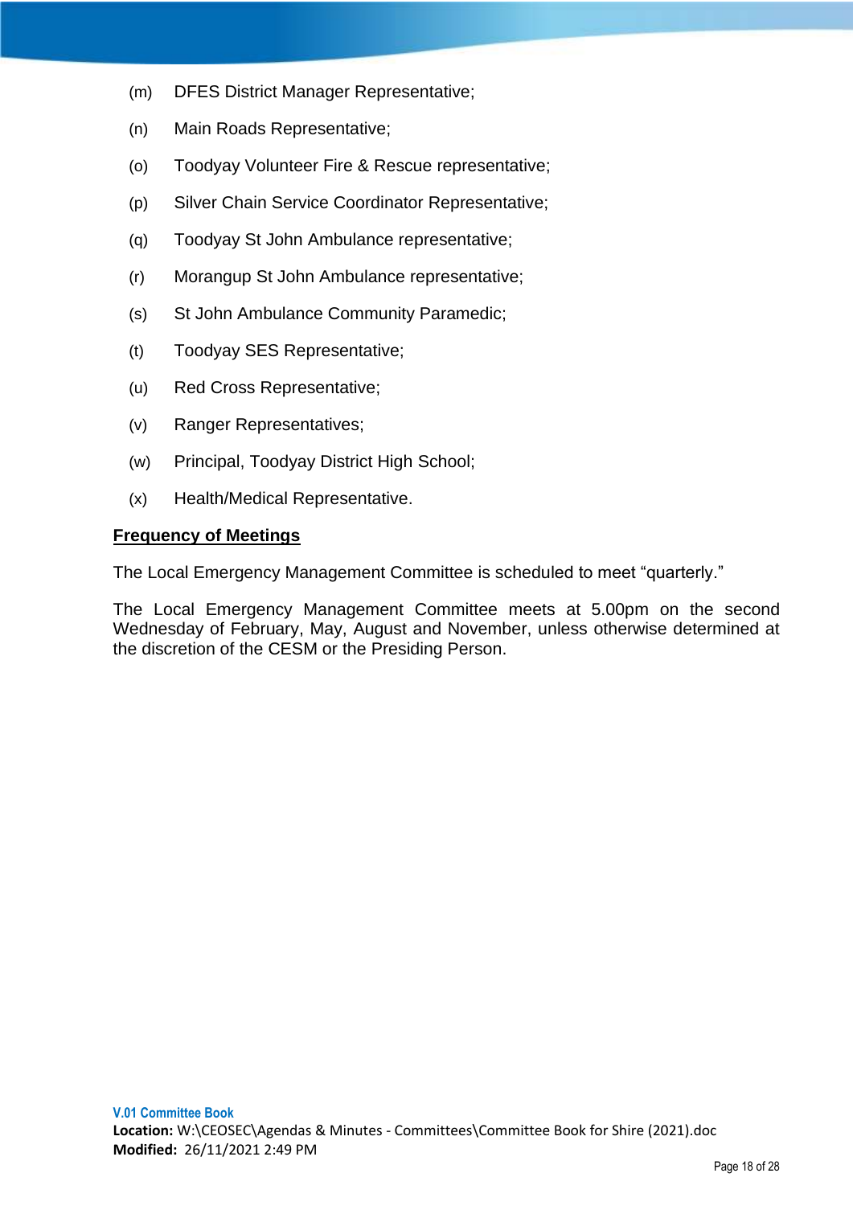(m) DFES District Manager Representative;

(n) Main Roads Representative;

(o) Toodyay Volunteer Fire & Rescue representative;

(p) Silver Chain Service Coordinator Representative;

(q) Toodyay St John Ambulance representative;

(r) Morangup St John Ambulance representative;

(s) St John Ambulance Community Paramedic;

(t) Toodyay SES Representative;

(u) Red Cross Representative;

(v) Ranger Representatives;

(w) Principal, Toodyay District High School;

(x) Health/Medical Representative.

**Frequency of Meetings**

The Local Emergency Management Committee is scheduled to meet "quarterly."

The Local Emergency Management Committee meets at 5.00pm on the second Wednesday of February, May, August and November, unless otherwise determined at the discretion of the CESM or the Presiding Person.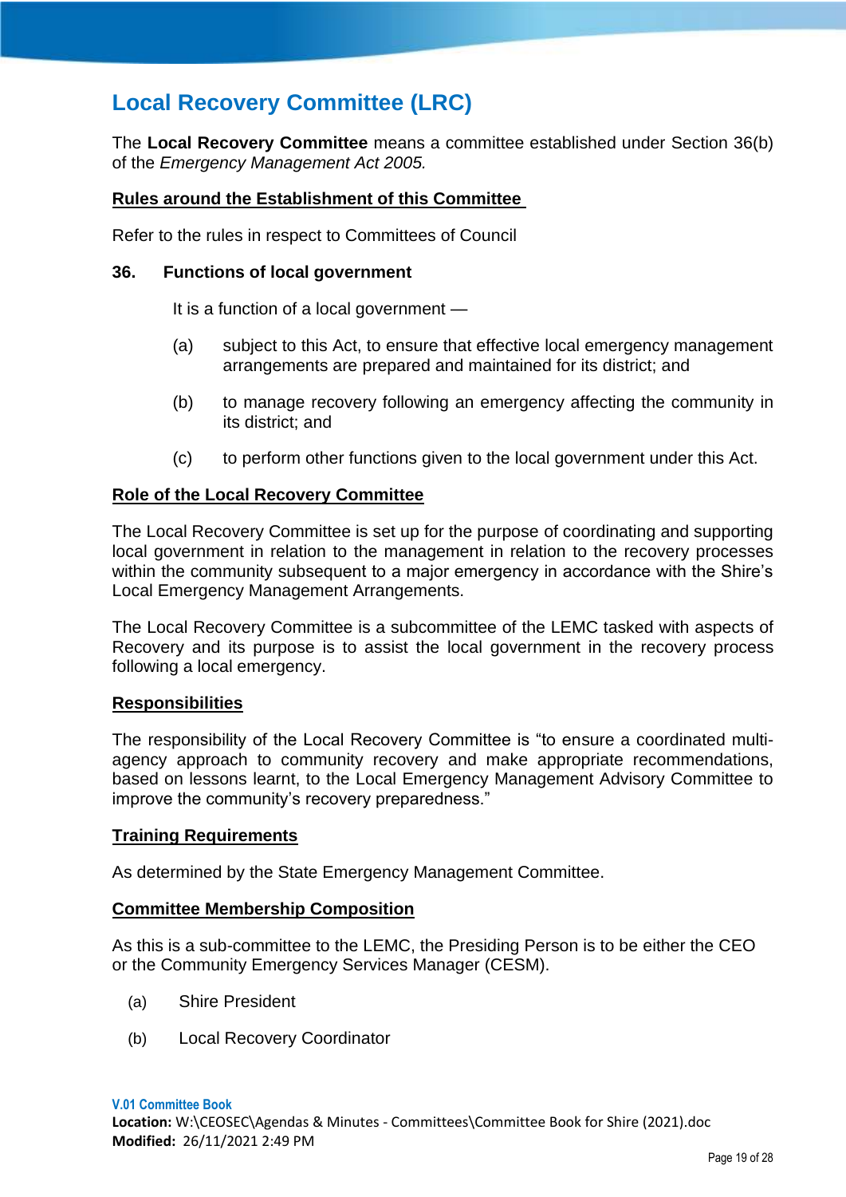# Local Recovery Committee (LRC)

The **Local Recovery Committee** means a committee established under Section 36(b) of the *Emergency Management Act 2005.*

**Rules around the Establishment of this Committee**

Refer to the rules in respect to Committees of Council

**36. Functions of local government**

It is a function of a local government —

(a) subject to this Act, to ensure that effective local emergency management arrangements are prepared and maintained for its district; and

(b) to manage recovery following an emergency affecting the community in its district; and

(c) to perform other functions given to the local government under this Act.

**Role of the Local Recovery Committee**

The Local Recovery Committee is set up for the purpose of coordinating and supporting local government in relation to the management in relation to the recovery processes within the community subsequent to a major emergency in accordance with the Shire's Local Emergency Management Arrangements.

The Local Recovery Committee is a subcommittee of the LEMC tasked with aspects of Recovery and its purpose is to assist the local government in the recovery process following a local emergency.

**Responsibilities**

The responsibility of the Local Recovery Committee is "to ensure a coordinated multi-agency approach to community recovery and make appropriate recommendations, based on lessons learnt, to the Local Emergency Management Advisory Committee to improve the community's recovery preparedness."

**Training Requirements**

As determined by the State Emergency Management Committee.

**Committee Membership Composition**

As this is a sub-committee to the LEMC, the Presiding Person is to be either the CEO or the Community Emergency Services Manager (CESM).

(a) Shire President

(b) Local Recovery Coordinator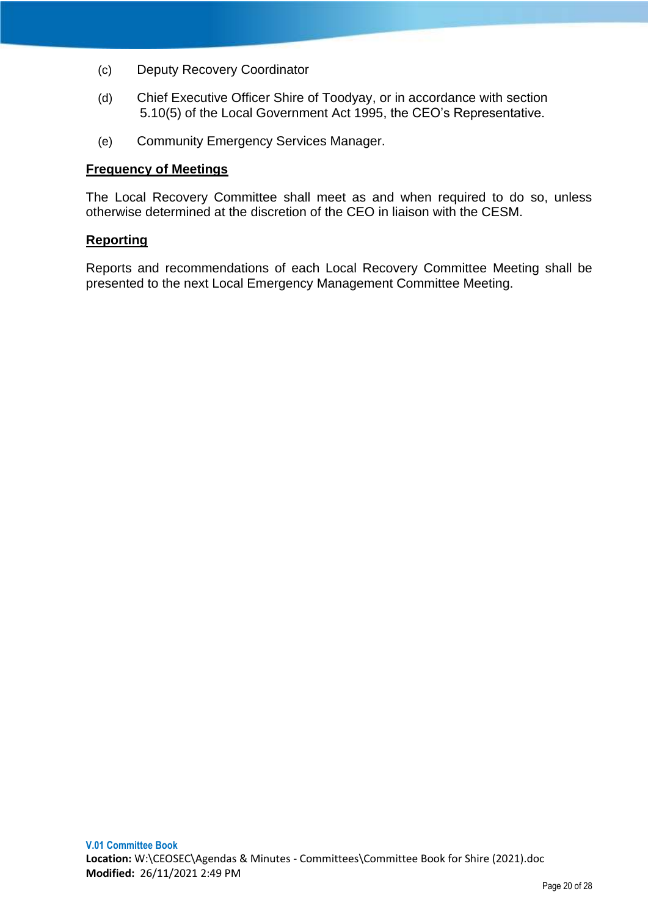(c) Deputy Recovery Coordinator

(d) Chief Executive Officer Shire of Toodyay, or in accordance with section 5.10(5) of the Local Government Act 1995, the CEO's Representative.

(e) Community Emergency Services Manager.

**Frequency of Meetings**

The Local Recovery Committee shall meet as and when required to do so, unless otherwise determined at the discretion of the CEO in liaison with the CESM.

**Reporting**

Reports and recommendations of each Local Recovery Committee Meeting shall be presented to the next Local Emergency Management Committee Meeting.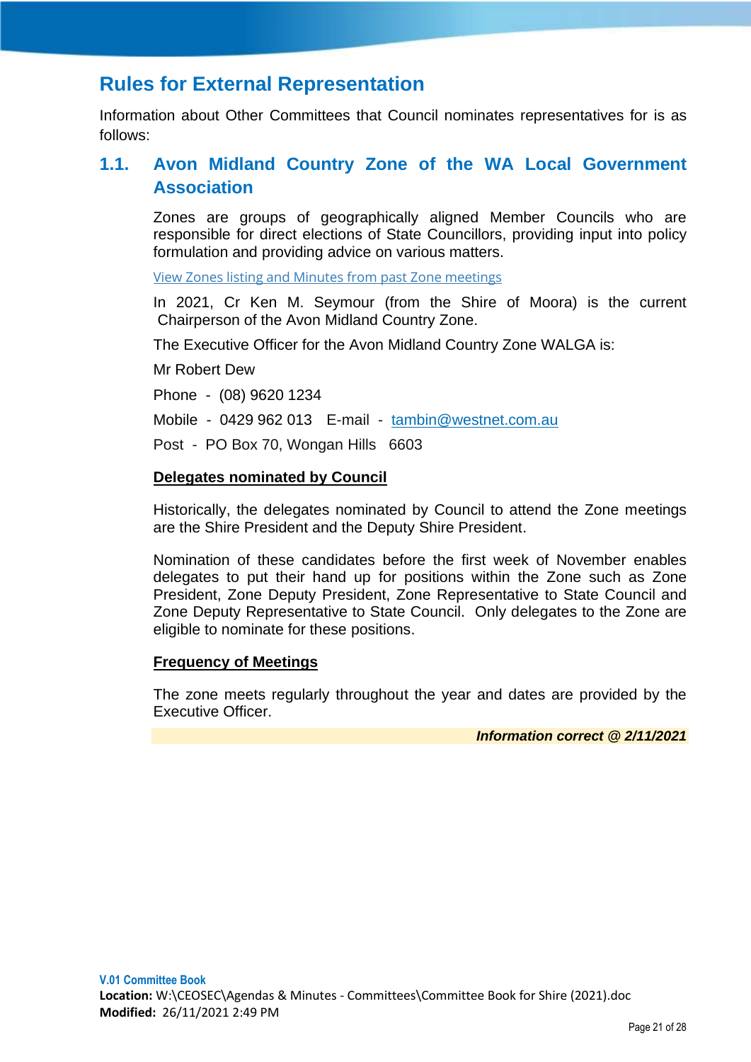# Rules for External Representation

Information about Other Committees that Council nominates representatives for is as follows:

## 1.1. Avon Midland Country Zone of the WA Local Government Association

Zones are groups of geographically aligned Member Councils who are responsible for direct elections of State Councillors, providing input into policy formulation and providing advice on various matters.

View Zones listing and Minutes from past Zone meetings

In 2021, Cr Ken M. Seymour (from the Shire of Moora) is the current Chairperson of the Avon Midland Country Zone.

The Executive Officer for the Avon Midland Country Zone WALGA is:

Mr Robert Dew

Phone - (08) 9620 1234

Mobile - 0429 962 013 E-mail - tambin@westnet.com.au

Post - PO Box 70, Wongan Hills 6603

**Delegates nominated by Council**

Historically, the delegates nominated by Council to attend the Zone meetings are the Shire President and the Deputy Shire President.

Nomination of these candidates before the first week of November enables delegates to put their hand up for positions within the Zone such as Zone President, Zone Deputy President, Zone Representative to State Council and Zone Deputy Representative to State Council. Only delegates to the Zone are eligible to nominate for these positions.

**Frequency of Meetings**

The zone meets regularly throughout the year and dates are provided by the Executive Officer.

***Information correct @ 2/11/2021***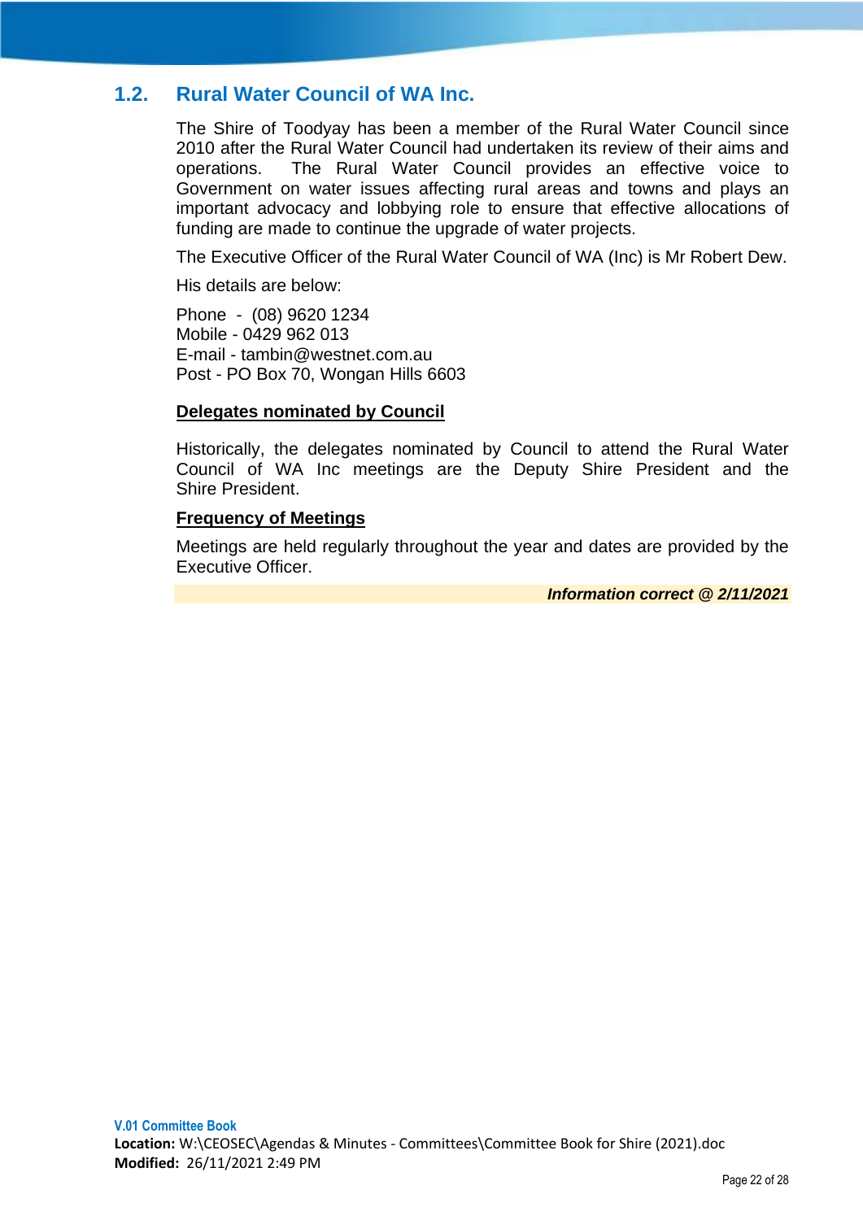## 1.2. Rural Water Council of WA Inc.

The Shire of Toodyay has been a member of the Rural Water Council since 2010 after the Rural Water Council had undertaken its review of their aims and operations. The Rural Water Council provides an effective voice to Government on water issues affecting rural areas and towns and plays an important advocacy and lobbying role to ensure that effective allocations of funding are made to continue the upgrade of water projects.

The Executive Officer of the Rural Water Council of WA (Inc) is Mr Robert Dew.

His details are below:

Phone - (08) 9620 1234
Mobile - 0429 962 013
E-mail - tambin@westnet.com.au
Post - PO Box 70, Wongan Hills 6603

**Delegates nominated by Council**

Historically, the delegates nominated by Council to attend the Rural Water Council of WA Inc meetings are the Deputy Shire President and the Shire President.

**Frequency of Meetings**

Meetings are held regularly throughout the year and dates are provided by the Executive Officer.

***Information correct @ 2/11/2021***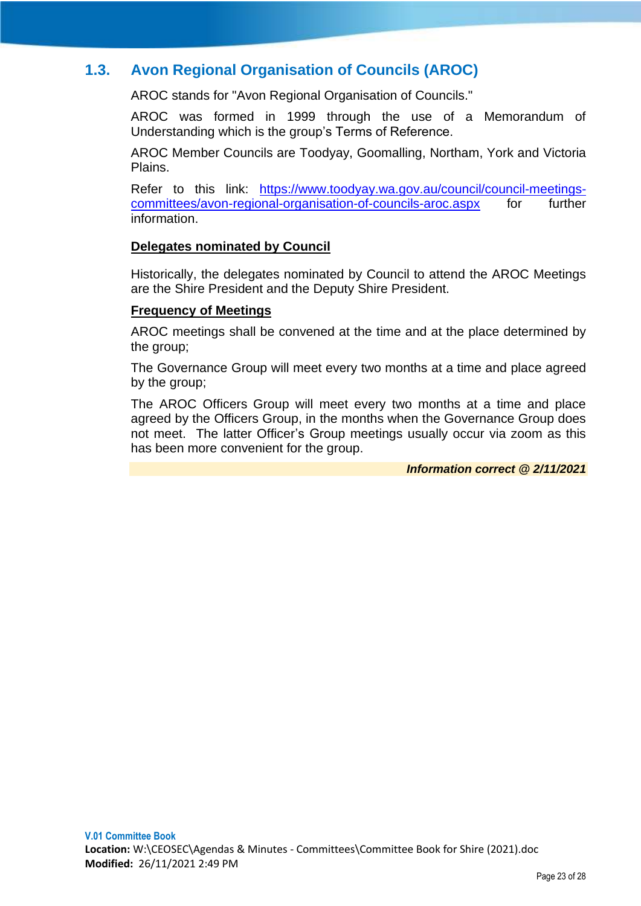## 1.3. Avon Regional Organisation of Councils (AROC)

AROC stands for "Avon Regional Organisation of Councils."

AROC was formed in 1999 through the use of a Memorandum of Understanding which is the group's Terms of Reference.

AROC Member Councils are Toodyay, Goomalling, Northam, York and Victoria Plains.

Refer to this link: https://www.toodyay.wa.gov.au/council/council-meetings-committees/avon-regional-organisation-of-councils-aroc.aspx for further information.

**Delegates nominated by Council**

Historically, the delegates nominated by Council to attend the AROC Meetings are the Shire President and the Deputy Shire President.

**Frequency of Meetings**

AROC meetings shall be convened at the time and at the place determined by the group;

The Governance Group will meet every two months at a time and place agreed by the group;

The AROC Officers Group will meet every two months at a time and place agreed by the Officers Group, in the months when the Governance Group does not meet. The latter Officer's Group meetings usually occur via zoom as this has been more convenient for the group.

***Information correct @ 2/11/2021***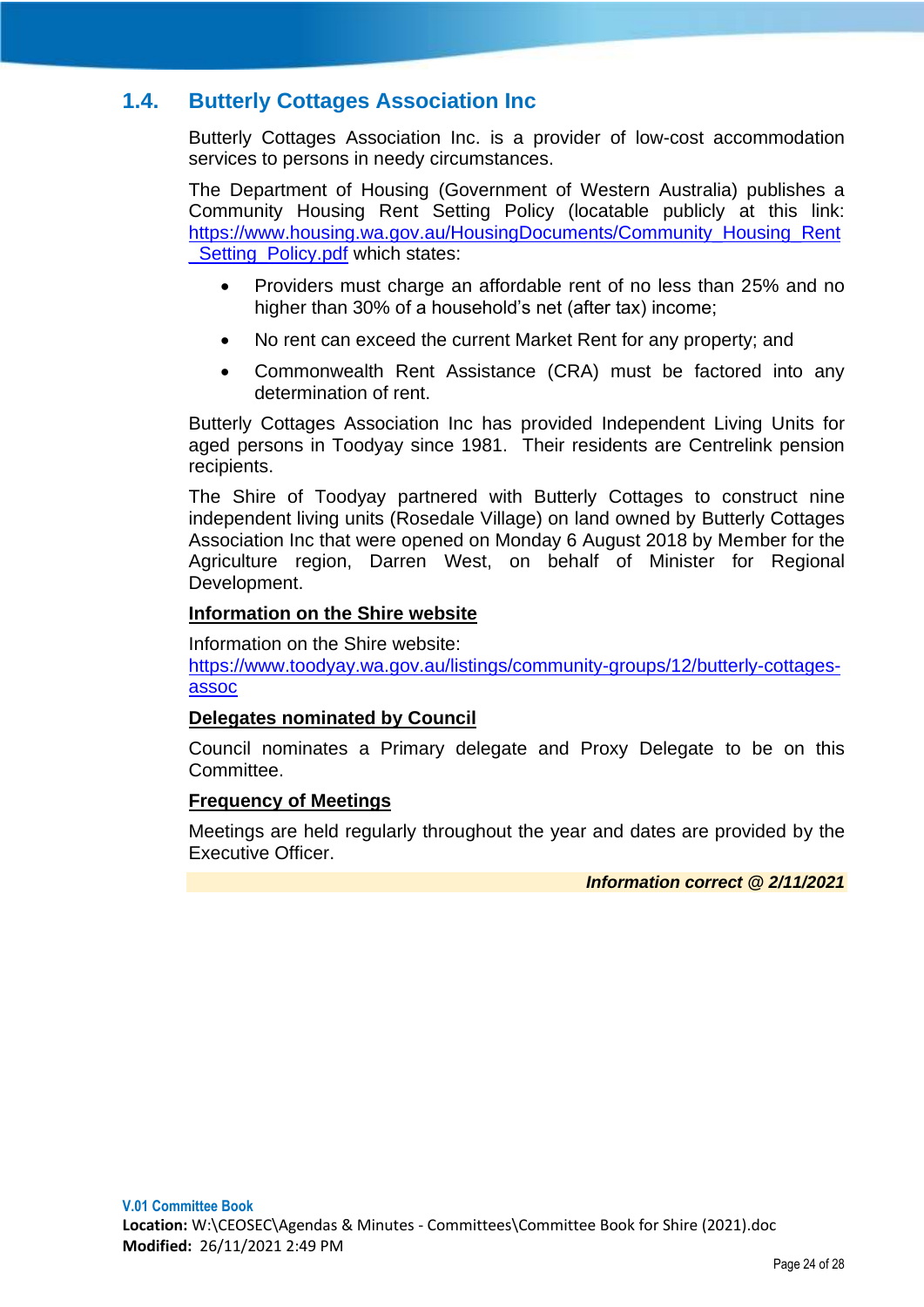## 1.4. Butterly Cottages Association Inc

Butterly Cottages Association Inc. is a provider of low-cost accommodation services to persons in needy circumstances.

The Department of Housing (Government of Western Australia) publishes a Community Housing Rent Setting Policy (locatable publicly at this link: https://www.housing.wa.gov.au/HousingDocuments/Community_Housing_Rent_Setting_Policy.pdf which states:

- Providers must charge an affordable rent of no less than 25% and no higher than 30% of a household's net (after tax) income;
- No rent can exceed the current Market Rent for any property; and
- Commonwealth Rent Assistance (CRA) must be factored into any determination of rent.

Butterly Cottages Association Inc has provided Independent Living Units for aged persons in Toodyay since 1981. Their residents are Centrelink pension recipients.

The Shire of Toodyay partnered with Butterly Cottages to construct nine independent living units (Rosedale Village) on land owned by Butterly Cottages Association Inc that were opened on Monday 6 August 2018 by Member for the Agriculture region, Darren West, on behalf of Minister for Regional Development.

**Information on the Shire website**

Information on the Shire website: https://www.toodyay.wa.gov.au/listings/community-groups/12/butterly-cottages-assoc

**Delegates nominated by Council**

Council nominates a Primary delegate and Proxy Delegate to be on this Committee.

**Frequency of Meetings**

Meetings are held regularly throughout the year and dates are provided by the Executive Officer.

***Information correct @ 2/11/2021***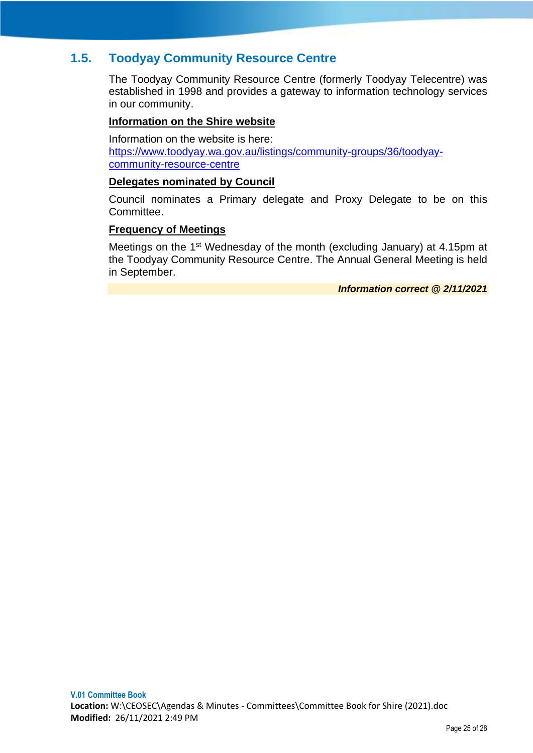## 1.5. Toodyay Community Resource Centre

The Toodyay Community Resource Centre (formerly Toodyay Telecentre) was established in 1998 and provides a gateway to information technology services in our community.

**Information on the Shire website**

Information on the website is here:
https://www.toodyay.wa.gov.au/listings/community-groups/36/toodyay-community-resource-centre

**Delegates nominated by Council**

Council nominates a Primary delegate and Proxy Delegate to be on this Committee.

**Frequency of Meetings**

Meetings on the 1st Wednesday of the month (excluding January) at 4.15pm at the Toodyay Community Resource Centre. The Annual General Meeting is held in September.

***Information correct @ 2/11/2021***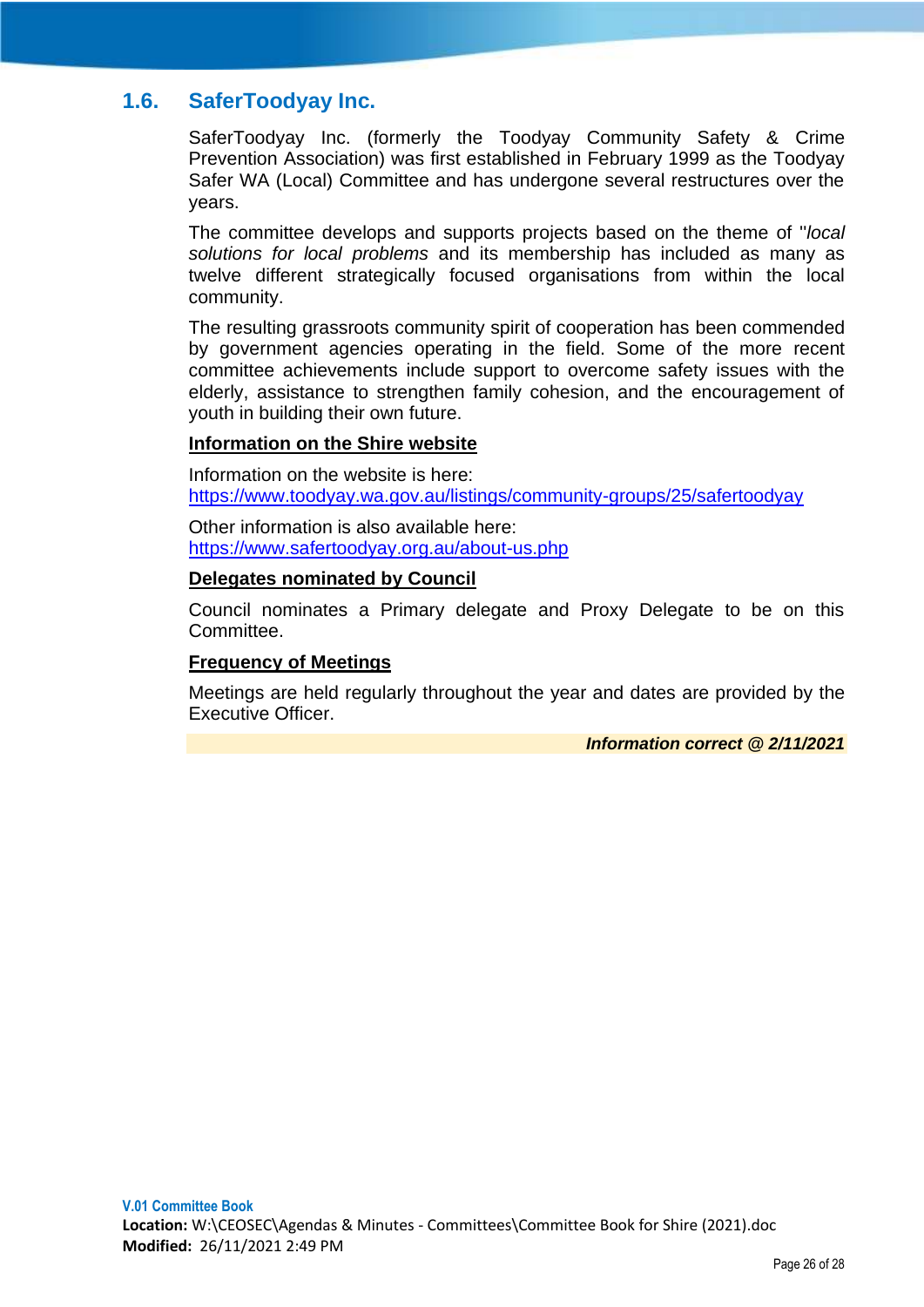## 1.6. SaferToodyay Inc.

SaferToodyay Inc. (formerly the Toodyay Community Safety & Crime Prevention Association) was first established in February 1999 as the Toodyay Safer WA (Local) Committee and has undergone several restructures over the years.

The committee develops and supports projects based on the theme of "*local solutions for local problems* and its membership has included as many as twelve different strategically focused organisations from within the local community.

The resulting grassroots community spirit of cooperation has been commended by government agencies operating in the field. Some of the more recent committee achievements include support to overcome safety issues with the elderly, assistance to strengthen family cohesion, and the encouragement of youth in building their own future.

**Information on the Shire website**

Information on the website is here:
https://www.toodyay.wa.gov.au/listings/community-groups/25/safertoodyay

Other information is also available here:
https://www.safertoodyay.org.au/about-us.php

**Delegates nominated by Council**

Council nominates a Primary delegate and Proxy Delegate to be on this Committee.

**Frequency of Meetings**

Meetings are held regularly throughout the year and dates are provided by the Executive Officer.

***Information correct @ 2/11/2021***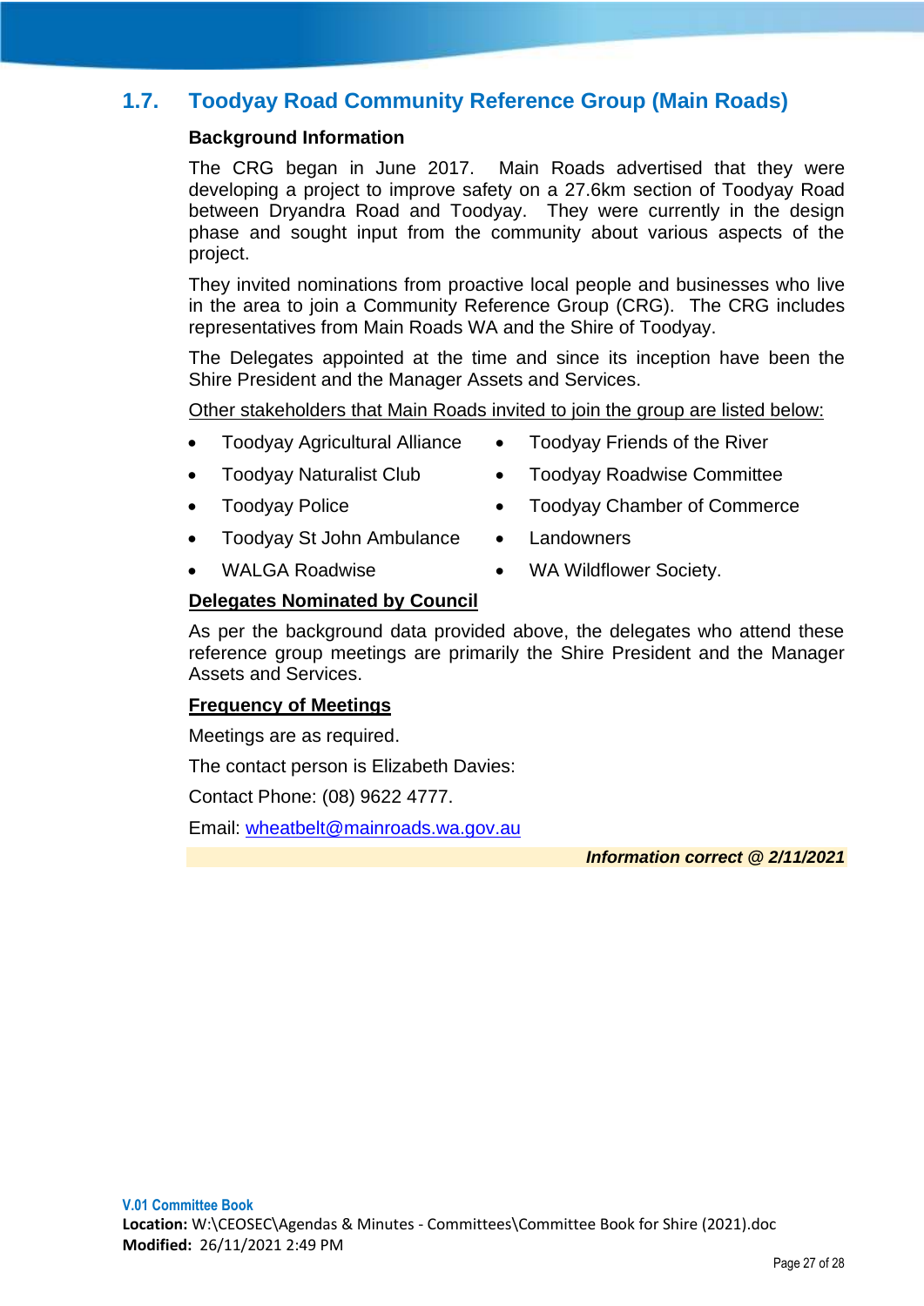## 1.7. Toodyay Road Community Reference Group (Main Roads)

**Background Information**

The CRG began in June 2017. Main Roads advertised that they were developing a project to improve safety on a 27.6km section of Toodyay Road between Dryandra Road and Toodyay. They were currently in the design phase and sought input from the community about various aspects of the project.

They invited nominations from proactive local people and businesses who live in the area to join a Community Reference Group (CRG). The CRG includes representatives from Main Roads WA and the Shire of Toodyay.

The Delegates appointed at the time and since its inception have been the Shire President and the Manager Assets and Services.

<u>Other stakeholders that Main Roads invited to join the group are listed below:</u>

- Toodyay Agricultural Alliance
- Toodyay Naturalist Club
- Toodyay Police
- Toodyay St John Ambulance
- WALGA Roadwise
- Toodyay Friends of the River
- Toodyay Roadwise Committee
- Toodyay Chamber of Commerce
- Landowners
- WA Wildflower Society.

**<u>Delegates Nominated by Council</u>**

As per the background data provided above, the delegates who attend these reference group meetings are primarily the Shire President and the Manager Assets and Services.

**<u>Frequency of Meetings</u>**

Meetings are as required.

The contact person is Elizabeth Davies:

Contact Phone: (08) 9622 4777.

Email: wheatbelt@mainroads.wa.gov.au

***Information correct @ 2/11/2021***

**V.01 Committee Book**
**Location:** W:\CEOSEC\Agendas & Minutes - Committees\Committee Book for Shire (2021).doc
**Modified:** 26/11/2021 2:49 PM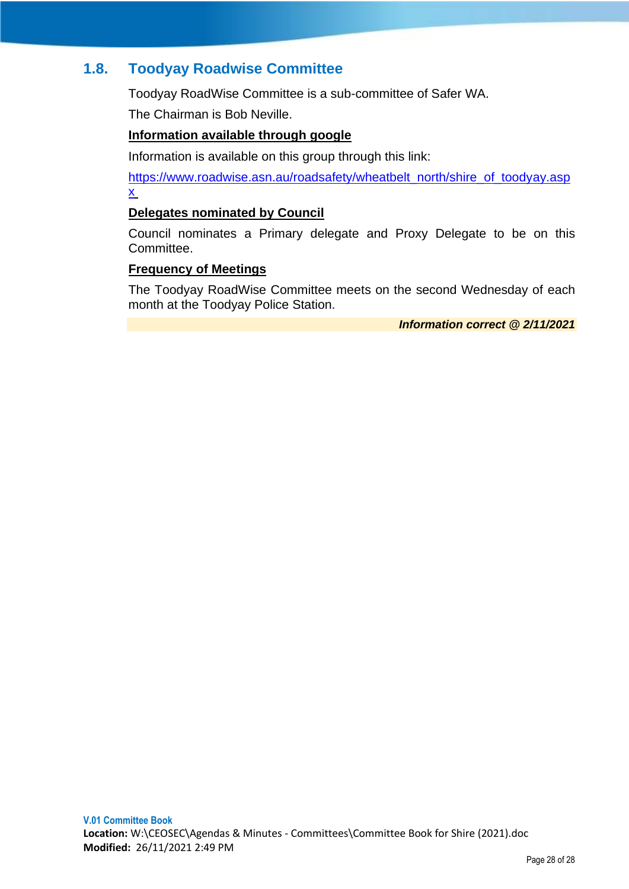## 1.8. Toodyay Roadwise Committee

Toodyay RoadWise Committee is a sub-committee of Safer WA.

The Chairman is Bob Neville.

**Information available through google**

Information is available on this group through this link:

https://www.roadwise.asn.au/roadsafety/wheatbelt_north/shire_of_toodyay.aspx

**Delegates nominated by Council**

Council nominates a Primary delegate and Proxy Delegate to be on this Committee.

**Frequency of Meetings**

The Toodyay RoadWise Committee meets on the second Wednesday of each month at the Toodyay Police Station.

***Information correct @ 2/11/2021***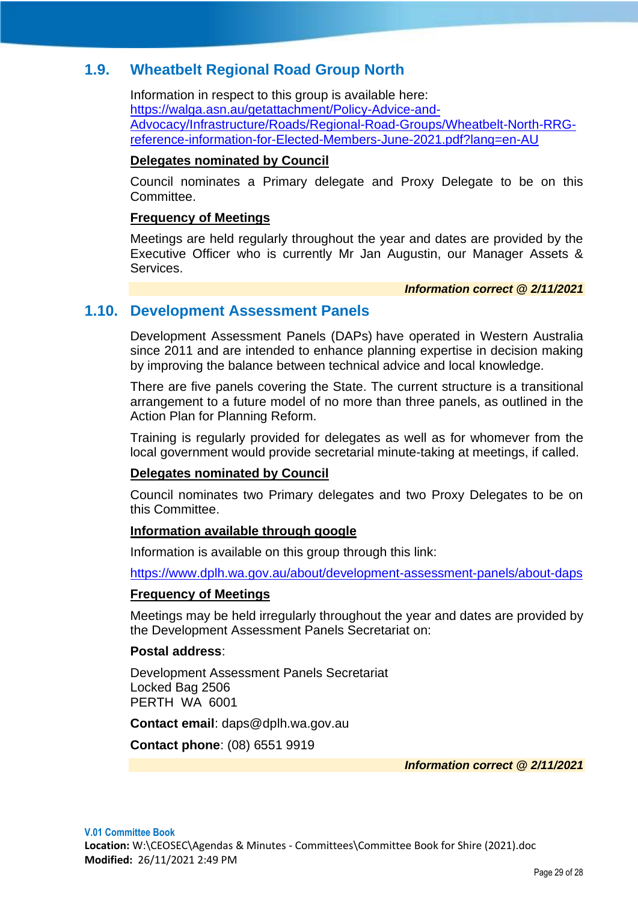## 1.9. Wheatbelt Regional Road Group North

Information in respect to this group is available here: https://walga.asn.au/getattachment/Policy-Advice-and-Advocacy/Infrastructure/Roads/Regional-Road-Groups/Wheatbelt-North-RRG-reference-information-for-Elected-Members-June-2021.pdf?lang=en-AU

**Delegates nominated by Council**

Council nominates a Primary delegate and Proxy Delegate to be on this Committee.

**Frequency of Meetings**

Meetings are held regularly throughout the year and dates are provided by the Executive Officer who is currently Mr Jan Augustin, our Manager Assets & Services.

***Information correct @ 2/11/2021***

## 1.10. Development Assessment Panels

Development Assessment Panels (DAPs) have operated in Western Australia since 2011 and are intended to enhance planning expertise in decision making by improving the balance between technical advice and local knowledge.

There are five panels covering the State. The current structure is a transitional arrangement to a future model of no more than three panels, as outlined in the Action Plan for Planning Reform.

Training is regularly provided for delegates as well as for whomever from the local government would provide secretarial minute-taking at meetings, if called.

**Delegates nominated by Council**

Council nominates two Primary delegates and two Proxy Delegates to be on this Committee.

**Information available through google**

Information is available on this group through this link:

https://www.dplh.wa.gov.au/about/development-assessment-panels/about-daps

**Frequency of Meetings**

Meetings may be held irregularly throughout the year and dates are provided by the Development Assessment Panels Secretariat on:

**Postal address**:

Development Assessment Panels Secretariat
Locked Bag 2506
PERTH WA 6001

**Contact email**: daps@dplh.wa.gov.au

**Contact phone**: (08) 6551 9919

***Information correct @ 2/11/2021***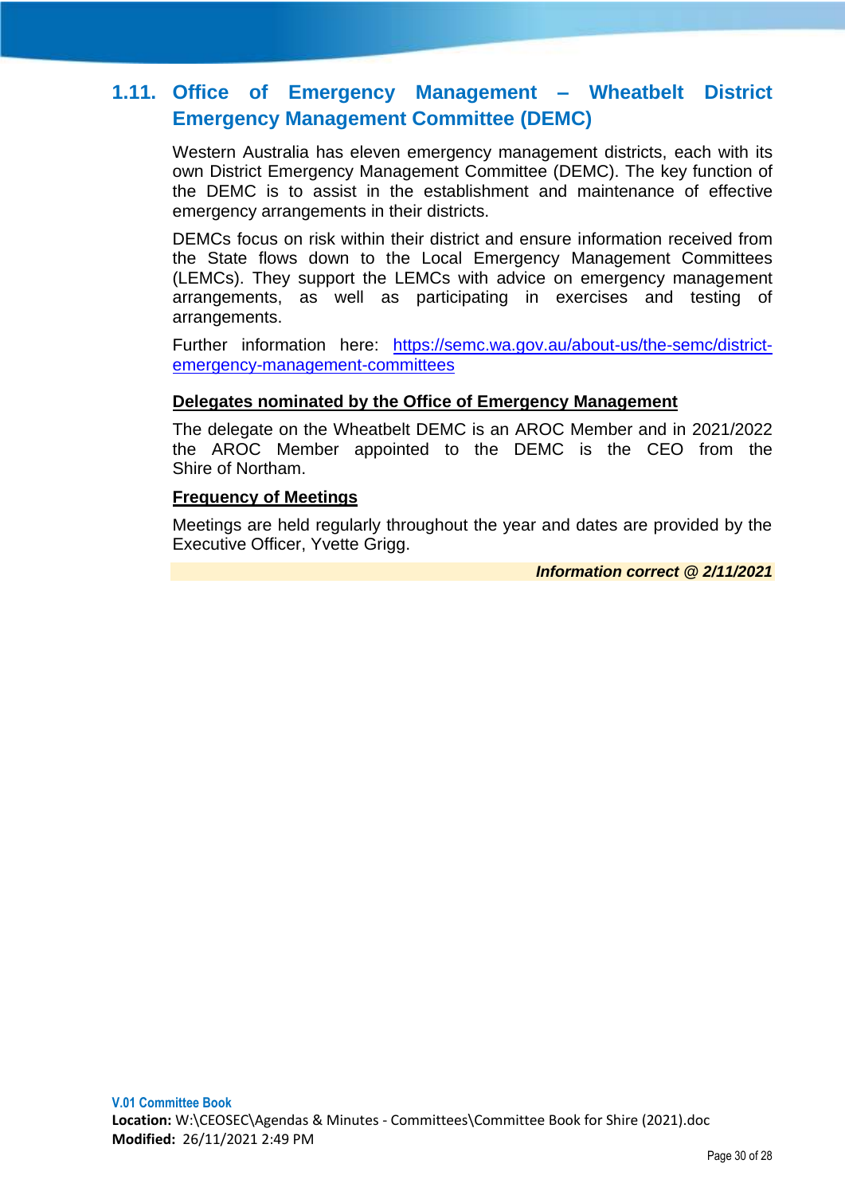## 1.11. Office of Emergency Management – Wheatbelt District Emergency Management Committee (DEMC)

Western Australia has eleven emergency management districts, each with its own District Emergency Management Committee (DEMC). The key function of the DEMC is to assist in the establishment and maintenance of effective emergency arrangements in their districts.

DEMCs focus on risk within their district and ensure information received from the State flows down to the Local Emergency Management Committees (LEMCs). They support the LEMCs with advice on emergency management arrangements, as well as participating in exercises and testing of arrangements.

Further information here: [https://semc.wa.gov.au/about-us/the-semc/district-emergency-management-committees](https://semc.wa.gov.au/about-us/the-semc/district-emergency-management-committees)

**Delegates nominated by the Office of Emergency Management**

The delegate on the Wheatbelt DEMC is an AROC Member and in 2021/2022 the AROC Member appointed to the DEMC is the CEO from the Shire of Northam.

**Frequency of Meetings**

Meetings are held regularly throughout the year and dates are provided by the Executive Officer, Yvette Grigg.

***Information correct @ 2/11/2021***

V.01 Committee Book
**Location:** W:\CEOSEC\Agendas & Minutes - Committees\Committee Book for Shire (2021).doc
**Modified:** 26/11/2021 2:49 PM